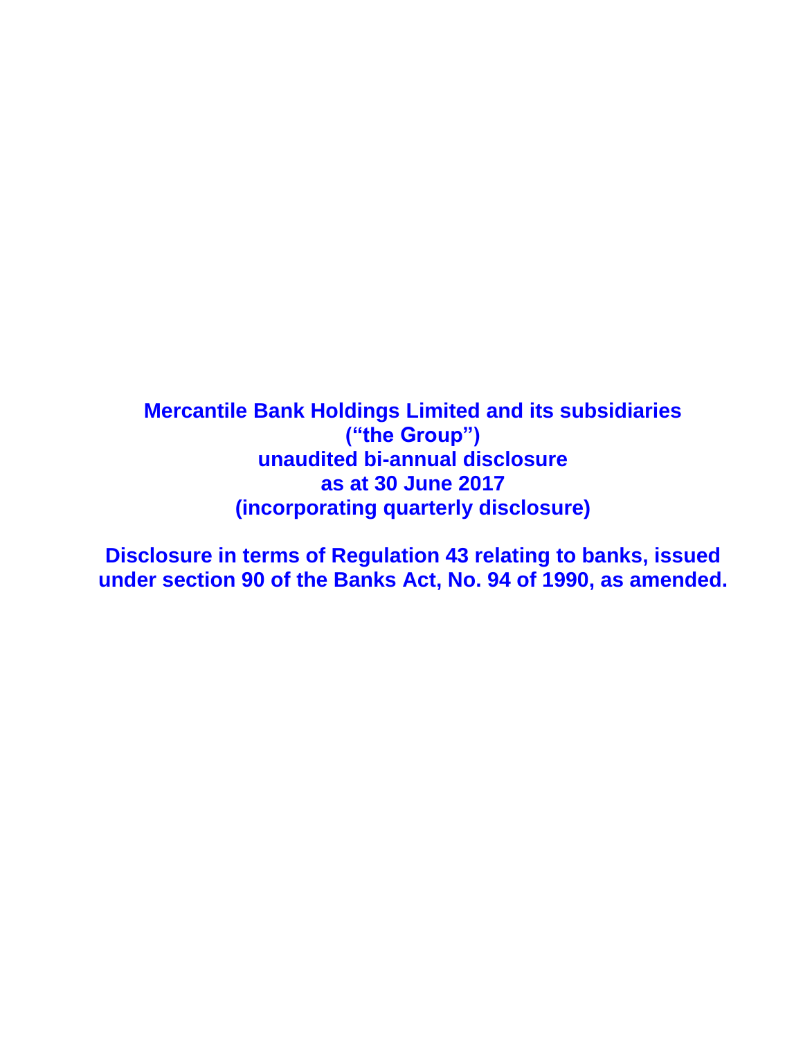# Mercantile Bank Holdings Limited and its subsidiaries
# ("the Group")
# unaudited bi-annual disclosure
# as at 30 June 2017
# (incorporating quarterly disclosure)

**Disclosure in terms of Regulation 43 relating to banks, issued under section 90 of the Banks Act, No. 94 of 1990, as amended.**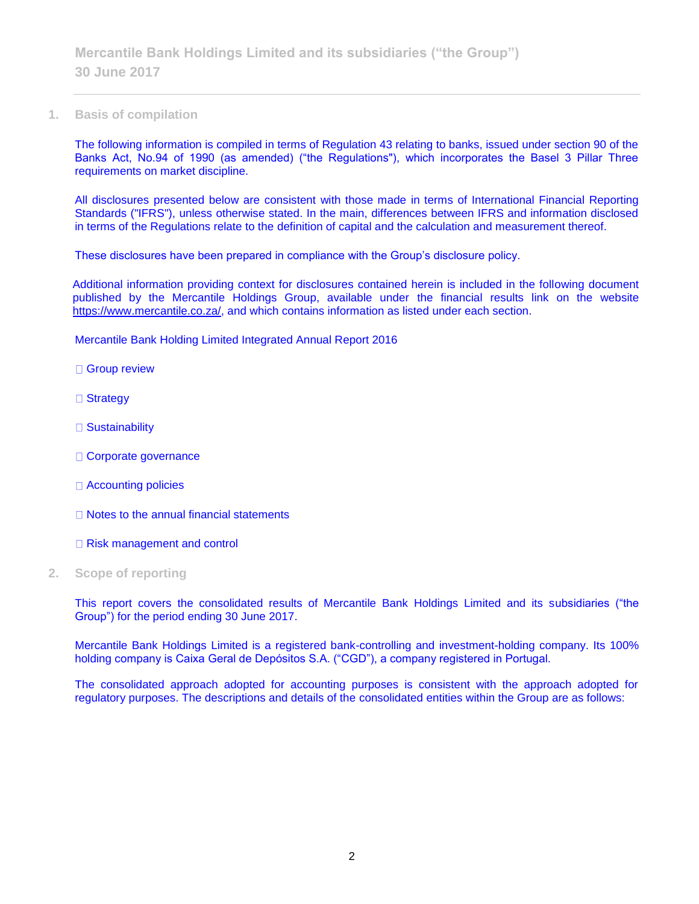## 1. Basis of compilation

The following information is compiled in terms of Regulation 43 relating to banks, issued under section 90 of the Banks Act, No.94 of 1990 (as amended) ("the Regulations"), which incorporates the Basel 3 Pillar Three requirements on market discipline.

All disclosures presented below are consistent with those made in terms of International Financial Reporting Standards ("IFRS"), unless otherwise stated. In the main, differences between IFRS and information disclosed in terms of the Regulations relate to the definition of capital and the calculation and measurement thereof.

These disclosures have been prepared in compliance with the Group's disclosure policy.

Additional information providing context for disclosures contained herein is included in the following document published by the Mercantile Holdings Group, available under the financial results link on the website https://www.mercantile.co.za/, and which contains information as listed under each section.

Mercantile Bank Holding Limited Integrated Annual Report 2016

- Group review
- Strategy
- Sustainability
- Corporate governance
- Accounting policies
- Notes to the annual financial statements
- Risk management and control

## 2. Scope of reporting

This report covers the consolidated results of Mercantile Bank Holdings Limited and its subsidiaries ("the Group") for the period ending 30 June 2017.

Mercantile Bank Holdings Limited is a registered bank-controlling and investment-holding company. Its 100% holding company is Caixa Geral de Depósitos S.A. ("CGD"), a company registered in Portugal.

The consolidated approach adopted for accounting purposes is consistent with the approach adopted for regulatory purposes. The descriptions and details of the consolidated entities within the Group are as follows: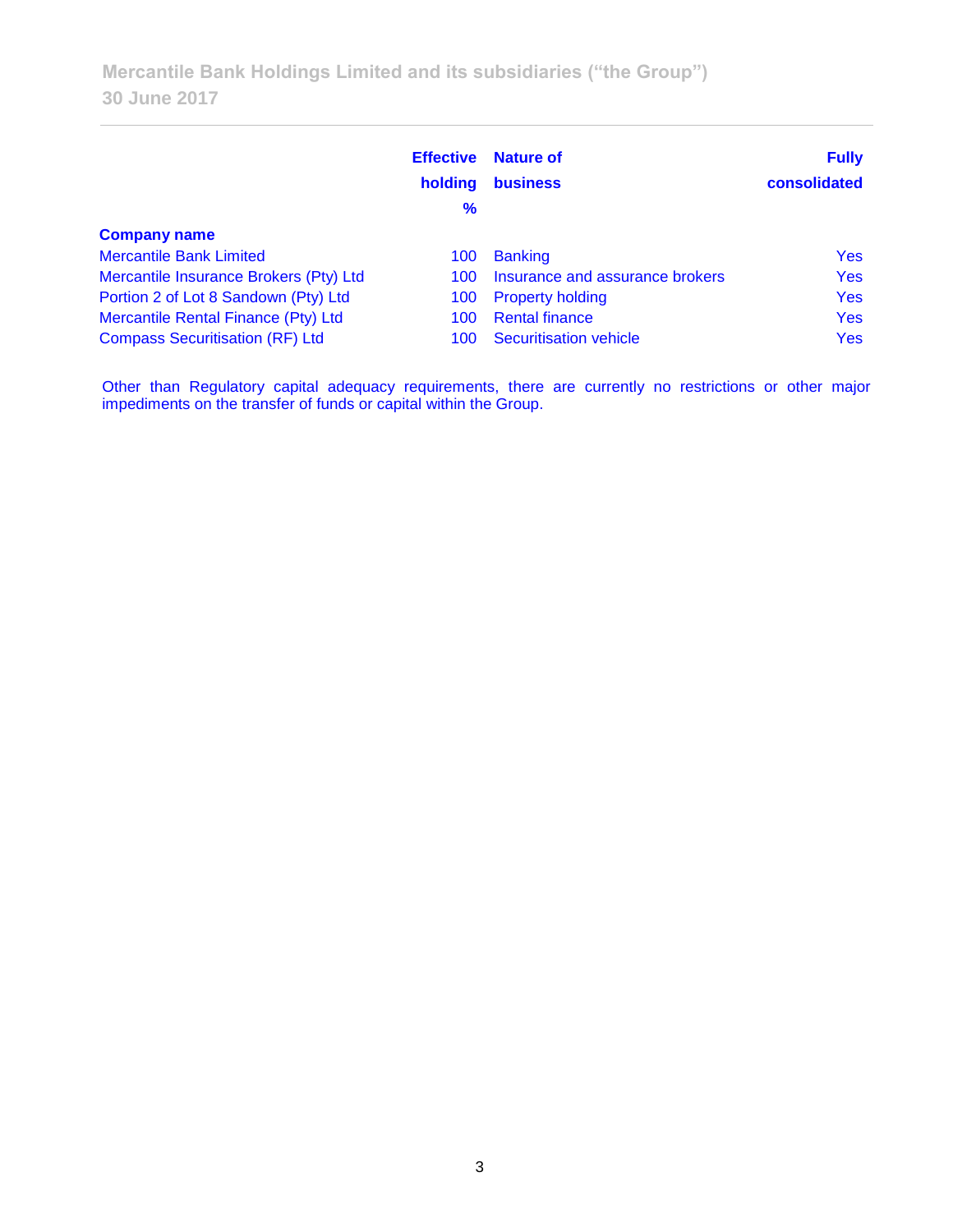| Company name | Effective holding % | Nature of business | Fully consolidated |
| --- | --- | --- | --- |
| Mercantile Bank Limited | 100 | Banking | Yes |
| Mercantile Insurance Brokers (Pty) Ltd | 100 | Insurance and assurance brokers | Yes |
| Portion 2 of Lot 8 Sandown (Pty) Ltd | 100 | Property holding | Yes |
| Mercantile Rental Finance (Pty) Ltd | 100 | Rental finance | Yes |
| Compass Securitisation (RF) Ltd | 100 | Securitisation vehicle | Yes |

Other than Regulatory capital adequacy requirements, there are currently no restrictions or other major impediments on the transfer of funds or capital within the Group.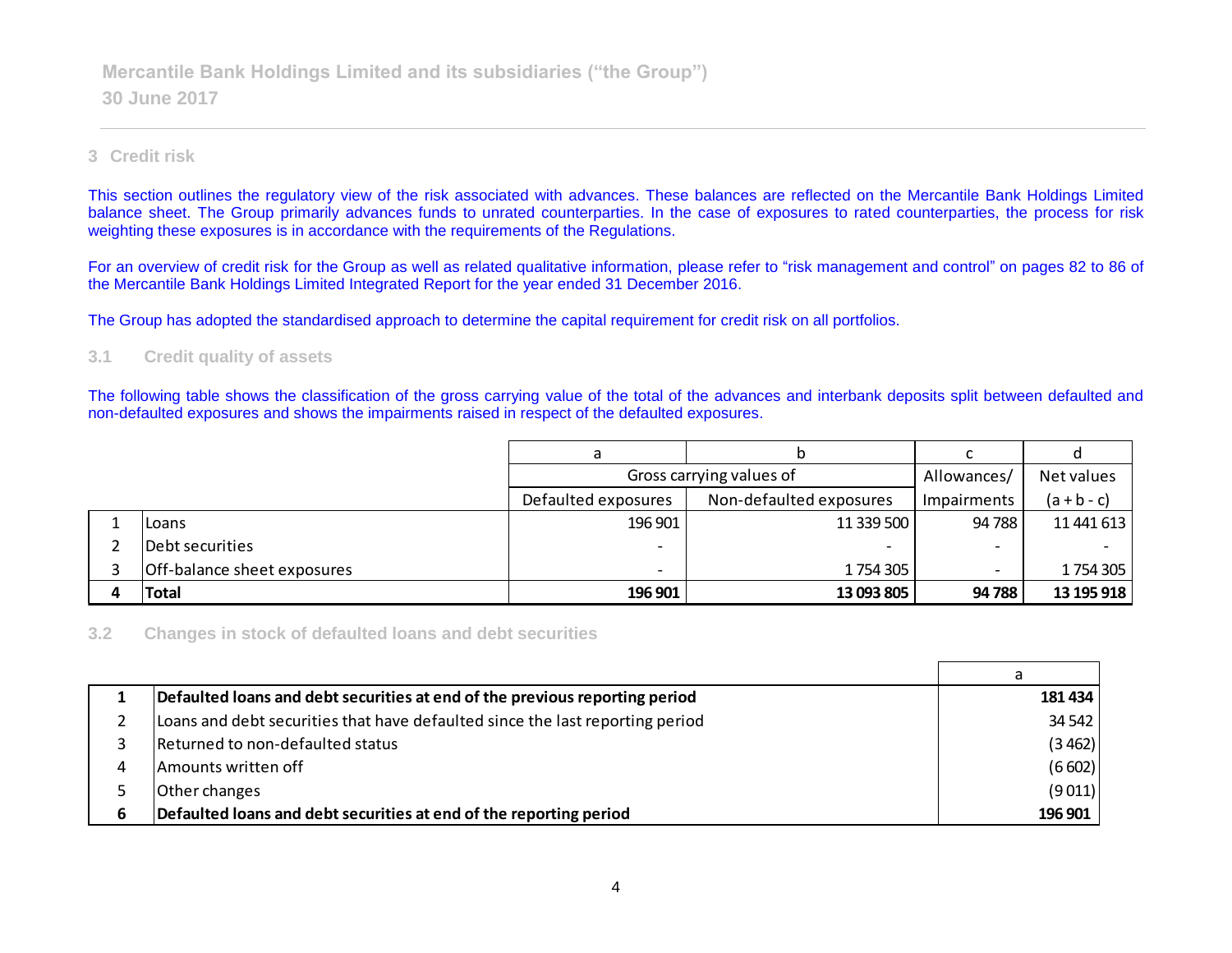Mercantile Bank Holdings Limited and its subsidiaries (“the Group”)
30 June 2017

## 3 Credit risk

This section outlines the regulatory view of the risk associated with advances. These balances are reflected on the Mercantile Bank Holdings Limited balance sheet. The Group primarily advances funds to unrated counterparties. In the case of exposures to rated counterparties, the process for risk weighting these exposures is in accordance with the requirements of the Regulations.

For an overview of credit risk for the Group as well as related qualitative information, please refer to “risk management and control” on pages 82 to 86 of the Mercantile Bank Holdings Limited Integrated Report for the year ended 31 December 2016.

The Group has adopted the standardised approach to determine the capital requirement for credit risk on all portfolios.

### 3.1 Credit quality of assets

The following table shows the classification of the gross carrying value of the total of the advances and interbank deposits split between defaulted and non-defaulted exposures and shows the impairments raised in respect of the defaulted exposures.

| | | a | b | c | d |
|---|---|---|---|---|---|
| | | Gross carrying values of | | Allowances/ | Net values |
| | | Defaulted exposures | Non-defaulted exposures | Impairments | (a + b - c) |
| 1 | Loans | 196 901 | 11 339 500 | 94 788 | 11 441 613 |
| 2 | Debt securities | - | - | - | - |
| 3 | Off-balance sheet exposures | - | 1 754 305 | - | 1 754 305 |
| **4** | **Total** | **196 901** | **13 093 805** | **94 788** | **13 195 918** |

### 3.2 Changes in stock of defaulted loans and debt securities

| | | a |
|---|---|---|
| **1** | **Defaulted loans and debt securities at end of the previous reporting period** | **181 434** |
| 2 | Loans and debt securities that have defaulted since the last reporting period | 34 542 |
| 3 | Returned to non-defaulted status | (3 462) |
| 4 | Amounts written off | (6 602) |
| 5 | Other changes | (9 011) |
| **6** | **Defaulted loans and debt securities at end of the reporting period** | **196 901** |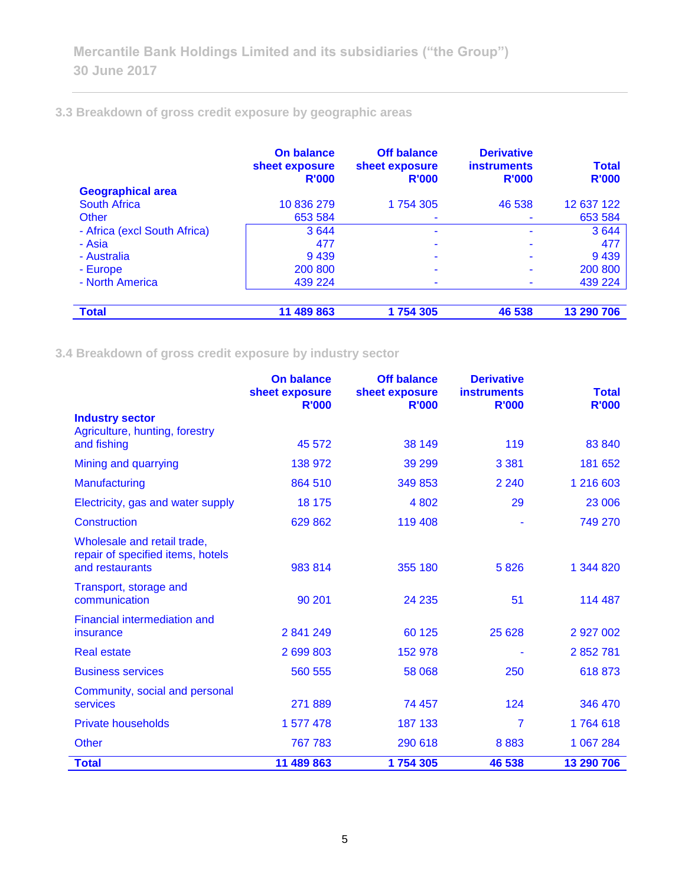### 3.3 Breakdown of gross credit exposure by geographic areas

| Geographical area | On balance sheet exposure R'000 | Off balance sheet exposure R'000 | Derivative instruments R'000 | Total R'000 |
|---|---|---|---|---|
| South Africa | 10 836 279 | 1 754 305 | 46 538 | 12 637 122 |
| Other | 653 584 | - | - | 653 584 |
| - Africa (excl South Africa) | 3 644 | - | - | 3 644 |
| - Asia | 477 | - | - | 477 |
| - Australia | 9 439 | - | - | 9 439 |
| - Europe | 200 800 | - | - | 200 800 |
| - North America | 439 224 | - | - | 439 224 |
| **Total** | **11 489 863** | **1 754 305** | **46 538** | **13 290 706** |

### 3.4 Breakdown of gross credit exposure by industry sector

| Industry sector | On balance sheet exposure R'000 | Off balance sheet exposure R'000 | Derivative instruments R'000 | Total R'000 |
|---|---|---|---|---|
| Agriculture, hunting, forestry and fishing | 45 572 | 38 149 | 119 | 83 840 |
| Mining and quarrying | 138 972 | 39 299 | 3 381 | 181 652 |
| Manufacturing | 864 510 | 349 853 | 2 240 | 1 216 603 |
| Electricity, gas and water supply | 18 175 | 4 802 | 29 | 23 006 |
| Construction | 629 862 | 119 408 | - | 749 270 |
| Wholesale and retail trade, repair of specified items, hotels and restaurants | 983 814 | 355 180 | 5 826 | 1 344 820 |
| Transport, storage and communication | 90 201 | 24 235 | 51 | 114 487 |
| Financial intermediation and insurance | 2 841 249 | 60 125 | 25 628 | 2 927 002 |
| Real estate | 2 699 803 | 152 978 | - | 2 852 781 |
| Business services | 560 555 | 58 068 | 250 | 618 873 |
| Community, social and personal services | 271 889 | 74 457 | 124 | 346 470 |
| Private households | 1 577 478 | 187 133 | 7 | 1 764 618 |
| Other | 767 783 | 290 618 | 8 883 | 1 067 284 |
| **Total** | **11 489 863** | **1 754 305** | **46 538** | **13 290 706** |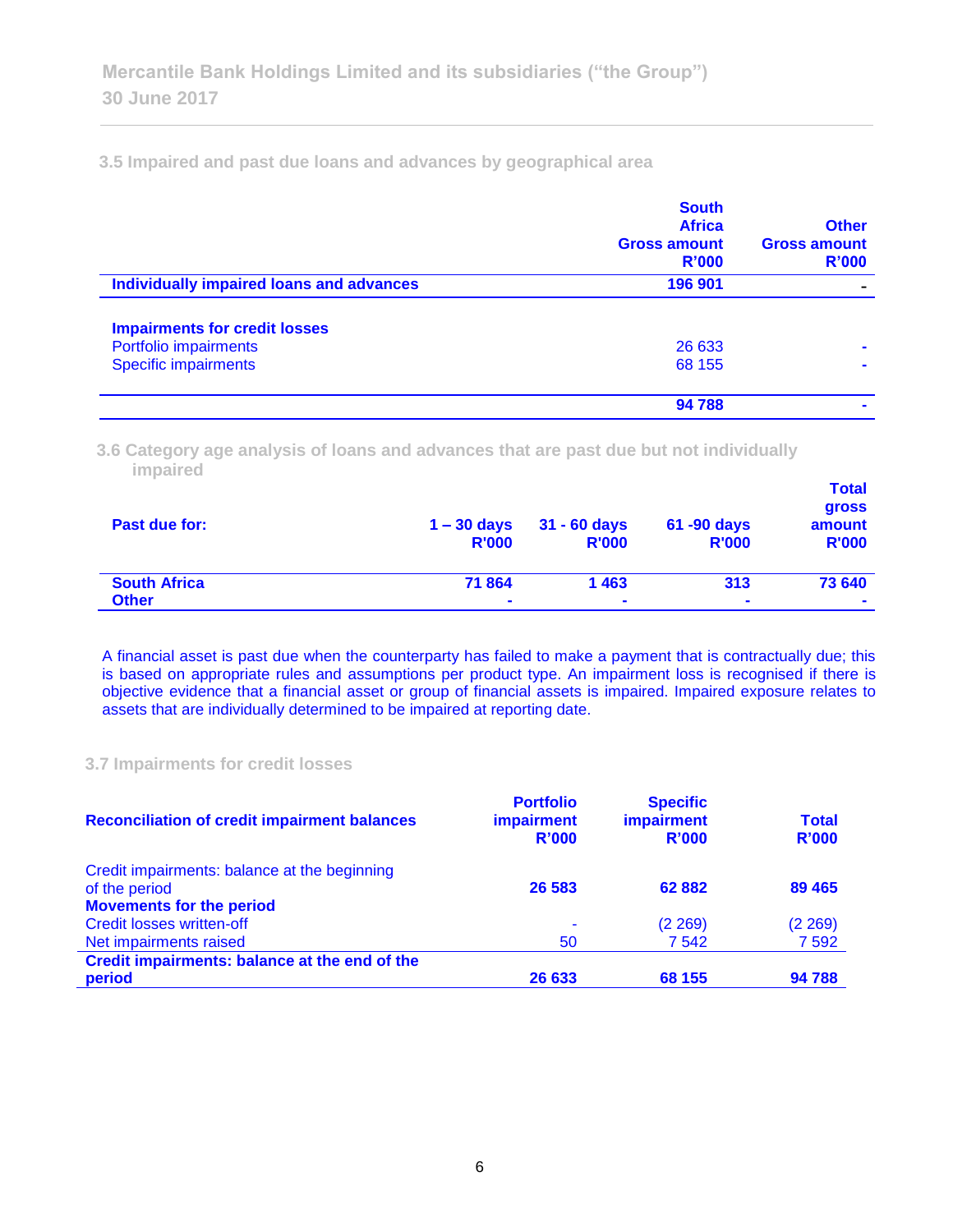### 3.5 Impaired and past due loans and advances by geographical area

| | South Africa Gross amount R'000 | Other Gross amount R'000 |
|---|---|---|
| **Individually impaired loans and advances** | **196 901** | **-** |
| | | |
| **Impairments for credit losses** | | |
| Portfolio impairments | 26 633 | - |
| Specific impairments | 68 155 | - |
| | **94 788** | **-** |

### 3.6 Category age analysis of loans and advances that are past due but not individually impaired

| Past due for: | 1 – 30 days R'000 | 31 - 60 days R'000 | 61 -90 days R'000 | Total gross amount R'000 |
|---|---|---|---|---|
| **South Africa** | **71 864** | **1 463** | **313** | **73 640** |
| **Other** | **-** | **-** | **-** | **-** |

A financial asset is past due when the counterparty has failed to make a payment that is contractually due; this is based on appropriate rules and assumptions per product type. An impairment loss is recognised if there is objective evidence that a financial asset or group of financial assets is impaired. Impaired exposure relates to assets that are individually determined to be impaired at reporting date.

### 3.7 Impairments for credit losses

| Reconciliation of credit impairment balances | Portfolio impairment R'000 | Specific impairment R'000 | Total R'000 |
|---|---|---|---|
| Credit impairments: balance at the beginning of the period | **26 583** | **62 882** | **89 465** |
| **Movements for the period** | | | |
| Credit losses written-off | - | (2 269) | (2 269) |
| Net impairments raised | 50 | 7 542 | 7 592 |
| **Credit impairments: balance at the end of the period** | **26 633** | **68 155** | **94 788** |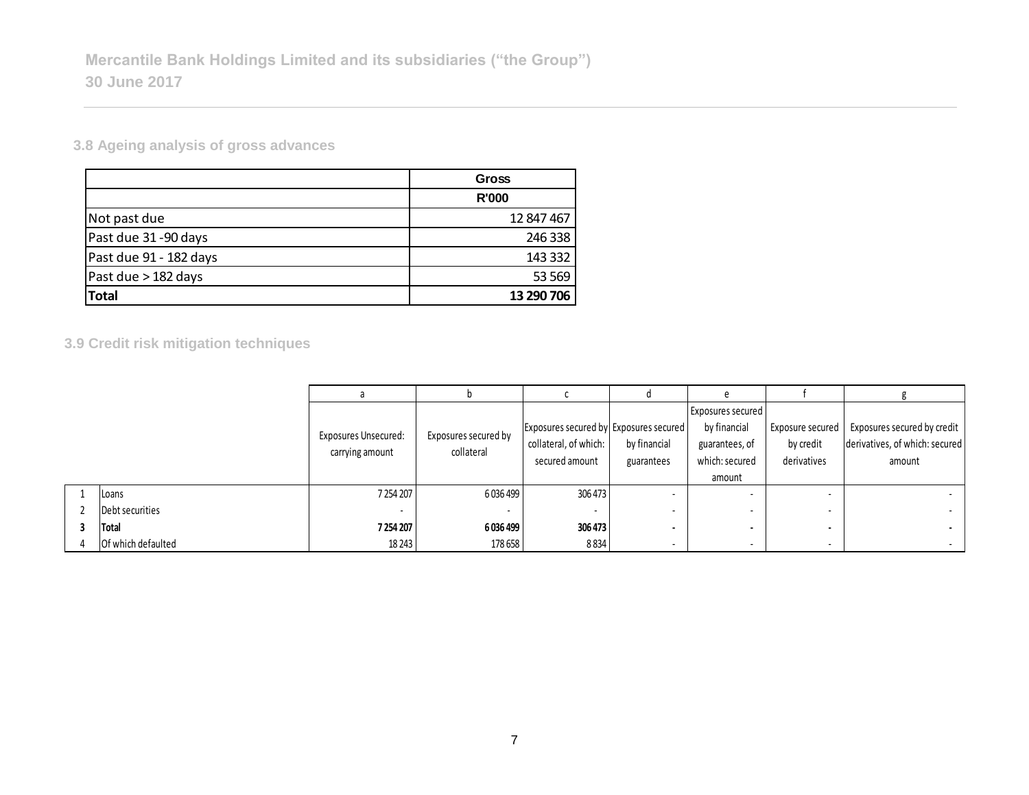## 3.8 Ageing analysis of gross advances

| | Gross |
|---|---|
| | R'000 |
| Not past due | 12 847 467 |
| Past due 31 -90 days | 246 338 |
| Past due 91 - 182 days | 143 332 |
| Past due > 182 days | 53 569 |
| **Total** | **13 290 706** |

## 3.9 Credit risk mitigation techniques

| | | a | b | c | d | e | f | g |
|---|---|---|---|---|---|---|---|---|
| | | Exposures Unsecured: carrying amount | Exposures secured by collateral | Exposures secured by collateral, of which: secured amount | Exposures secured by financial guarantees | Exposures secured by financial guarantees, of which: secured amount | Exposure secured by credit derivatives | Exposures secured by credit derivatives, of which: secured amount |
| 1 | Loans | 7 254 207 | 6 036 499 | 306 473 | - | - | - | - |
| 2 | Debt securities | - | - | - | - | - | - | - |
| **3** | **Total** | **7 254 207** | **6 036 499** | **306 473** | **-** | **-** | **-** | **-** |
| 4 | Of which defaulted | 18 243 | 178 658 | 8 834 | - | - | - | - |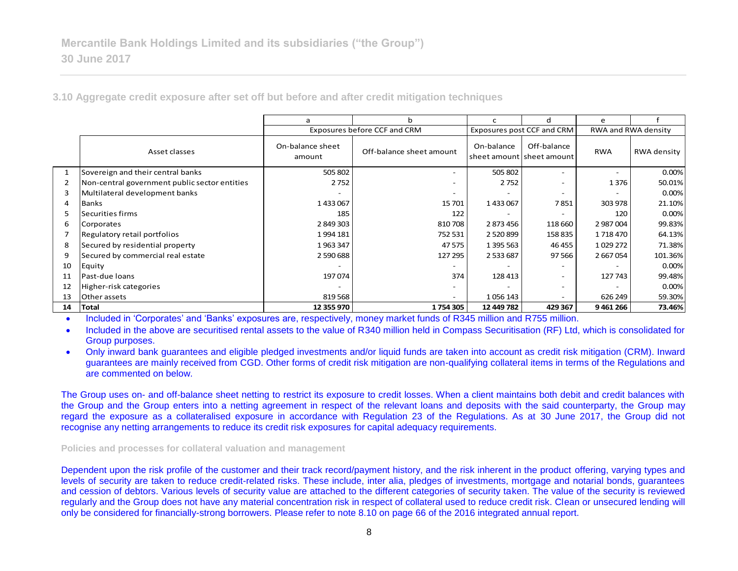### 3.10 Aggregate credit exposure after set off but before and after credit mitigation techniques

| | | a | b | c | d | e | f |
|---|---|---|---|---|---|---|---|
| | | Exposures before CCF and CRM | | Exposures post CCF and CRM | | RWA and RWA density | |
| | Asset classes | On-balance sheet amount | Off-balance sheet amount | On-balance sheet amount | Off-balance sheet amount | RWA | RWA density |
| 1 | Sovereign and their central banks | 505 802 | - | 505 802 | - | - | 0.00% |
| 2 | Non-central government public sector entities | 2 752 | - | 2 752 | - | 1 376 | 50.01% |
| 3 | Multilateral development banks | - | - | - | - | - | 0.00% |
| 4 | Banks | 1 433 067 | 15 701 | 1 433 067 | 7 851 | 303 978 | 21.10% |
| 5 | Securities firms | 185 | 122 | - | - | 120 | 0.00% |
| 6 | Corporates | 2 849 303 | 810 708 | 2 873 456 | 118 660 | 2 987 004 | 99.83% |
| 7 | Regulatory retail portfolios | 1 994 181 | 752 531 | 2 520 899 | 158 835 | 1 718 470 | 64.13% |
| 8 | Secured by residential property | 1 963 347 | 47 575 | 1 395 563 | 46 455 | 1 029 272 | 71.38% |
| 9 | Secured by commercial real estate | 2 590 688 | 127 295 | 2 533 687 | 97 566 | 2 667 054 | 101.36% |
| 10 | Equity | - | - | - | - | - | 0.00% |
| 11 | Past-due loans | 197 074 | 374 | 128 413 | - | 127 743 | 99.48% |
| 12 | Higher-risk categories | - | - | - | - | - | 0.00% |
| 13 | Other assets | 819 568 | - | 1 056 143 | - | 626 249 | 59.30% |
| **14** | **Total** | **12 355 970** | **1 754 305** | **12 449 782** | **429 367** | **9 461 266** | **73.46%** |

- Included in 'Corporates' and 'Banks' exposures are, respectively, money market funds of R345 million and R755 million.
- Included in the above are securitised rental assets to the value of R340 million held in Compass Securitisation (RF) Ltd, which is consolidated for Group purposes.
- Only inward bank guarantees and eligible pledged investments and/or liquid funds are taken into account as credit risk mitigation (CRM). Inward guarantees are mainly received from CGD. Other forms of credit risk mitigation are non-qualifying collateral items in terms of the Regulations and are commented on below.

The Group uses on- and off-balance sheet netting to restrict its exposure to credit losses. When a client maintains both debit and credit balances with the Group and the Group enters into a netting agreement in respect of the relevant loans and deposits with the said counterparty, the Group may regard the exposure as a collateralised exposure in accordance with Regulation 23 of the Regulations. As at 30 June 2017, the Group did not recognise any netting arrangements to reduce its credit risk exposures for capital adequacy requirements.

#### Policies and processes for collateral valuation and management

Dependent upon the risk profile of the customer and their track record/payment history, and the risk inherent in the product offering, varying types and levels of security are taken to reduce credit-related risks. These include, inter alia, pledges of investments, mortgage and notarial bonds, guarantees and cession of debtors. Various levels of security value are attached to the different categories of security taken. The value of the security is reviewed regularly and the Group does not have any material concentration risk in respect of collateral used to reduce credit risk. Clean or unsecured lending will only be considered for financially-strong borrowers. Please refer to note 8.10 on page 66 of the 2016 integrated annual report.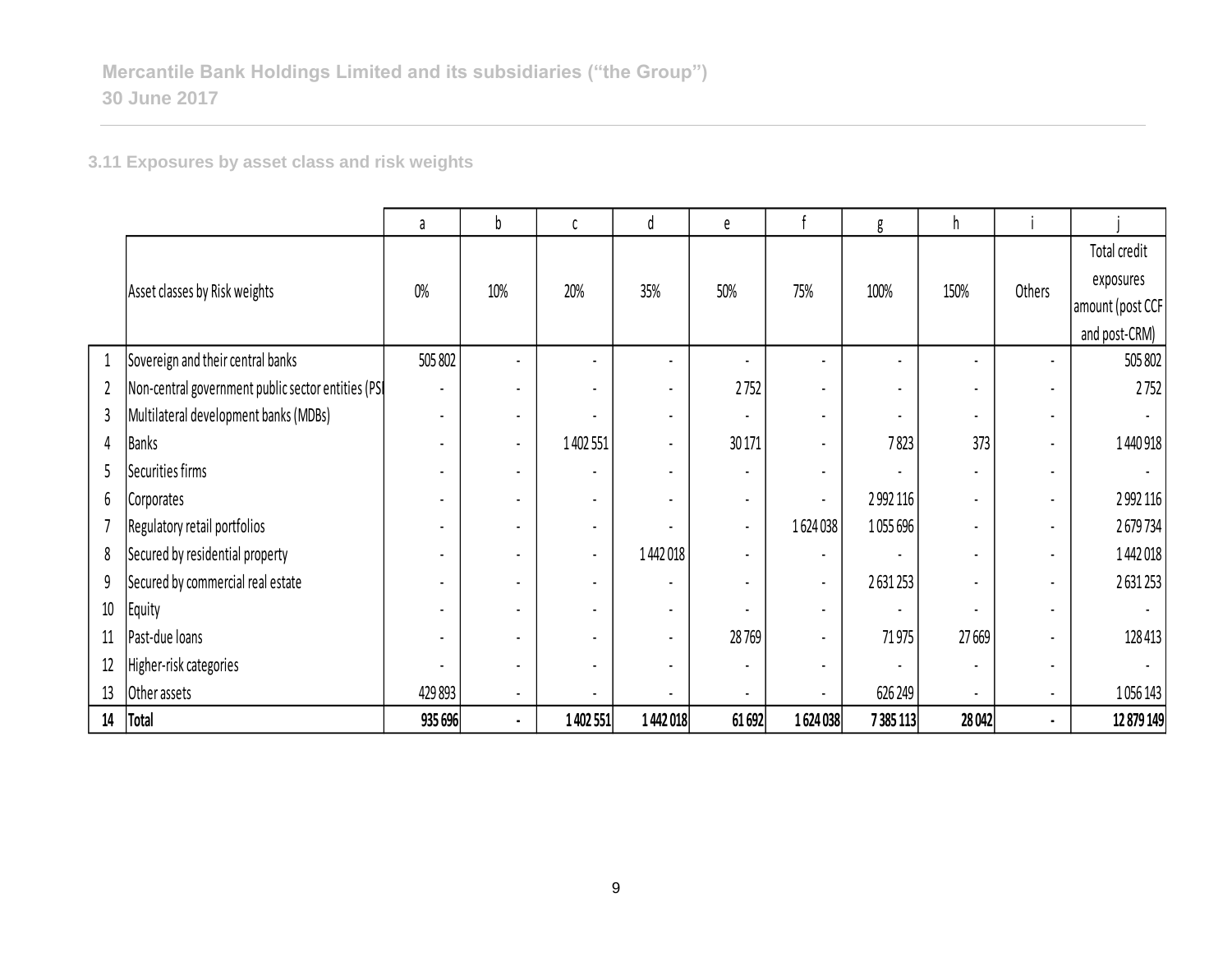Mercantile Bank Holdings Limited and its subsidiaries (“the Group”)
30 June 2017

### 3.11 Exposures by asset class and risk weights

| | | a | b | c | d | e | f | g | h | i | j |
|---|---|---|---|---|---|---|---|---|---|---|---|
| | Asset classes by Risk weights | 0% | 10% | 20% | 35% | 50% | 75% | 100% | 150% | Others | Total credit exposures amount (post CCF and post-CRM) |
| 1 | Sovereign and their central banks | 505 802 | - | - | - | - | - | - | - | - | 505 802 |
| 2 | Non-central government public sector entities (PSI | - | - | - | - | 2 752 | - | - | - | - | 2 752 |
| 3 | Multilateral development banks (MDBs) | - | - | - | - | - | - | - | - | - | - |
| 4 | Banks | - | - | 1 402 551 | - | 30 171 | - | 7 823 | 373 | - | 1 440 918 |
| 5 | Securities firms | - | - | - | - | - | - | - | - | - | - |
| 6 | Corporates | - | - | - | - | - | - | 2 992 116 | - | - | 2 992 116 |
| 7 | Regulatory retail portfolios | - | - | - | - | - | 1 624 038 | 1 055 696 | - | - | 2 679 734 |
| 8 | Secured by residential property | - | - | - | 1 442 018 | - | - | - | - | - | 1 442 018 |
| 9 | Secured by commercial real estate | - | - | - | - | - | - | 2 631 253 | - | - | 2 631 253 |
| 10 | Equity | - | - | - | - | - | - | - | - | - | - |
| 11 | Past-due loans | - | - | - | - | 28 769 | - | 71 975 | 27 669 | - | 128 413 |
| 12 | Higher-risk categories | - | - | - | - | - | - | - | - | - | - |
| 13 | Other assets | 429 893 | - | - | - | - | - | 626 249 | - | - | 1 056 143 |
| **14** | **Total** | **935 696** | **-** | **1 402 551** | **1 442 018** | **61 692** | **1 624 038** | **7 385 113** | **28 042** | **-** | **12 879 149** |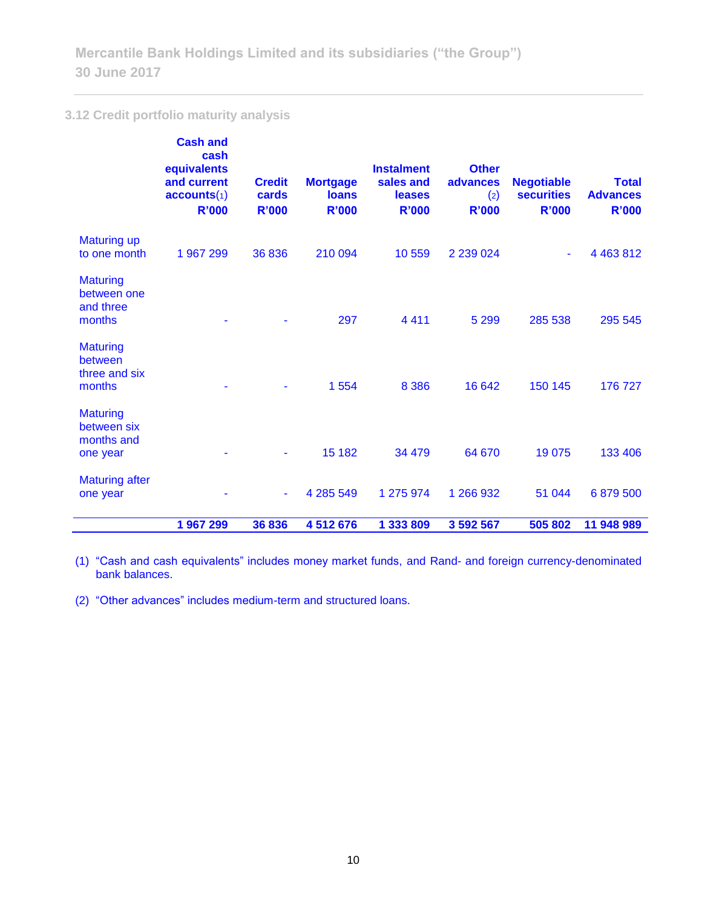## 3.12 Credit portfolio maturity analysis

| | Cash and cash equivalents and current accounts(1) R'000 | Credit cards R'000 | Mortgage loans R'000 | Instalment sales and leases R'000 | Other advances (2) R'000 | Negotiable securities R'000 | Total Advances R'000 |
|---|---|---|---|---|---|---|---|
| Maturing up to one month | 1 967 299 | 36 836 | 210 094 | 10 559 | 2 239 024 | - | 4 463 812 |
| Maturing between one and three months | - | - | 297 | 4 411 | 5 299 | 285 538 | 295 545 |
| Maturing between three and six months | - | - | 1 554 | 8 386 | 16 642 | 150 145 | 176 727 |
| Maturing between six months and one year | - | - | 15 182 | 34 479 | 64 670 | 19 075 | 133 406 |
| Maturing after one year | - | - | 4 285 549 | 1 275 974 | 1 266 932 | 51 044 | 6 879 500 |
| | **1 967 299** | **36 836** | **4 512 676** | **1 333 809** | **3 592 567** | **505 802** | **11 948 989** |

(1) "Cash and cash equivalents" includes money market funds, and Rand- and foreign currency-denominated bank balances.

(2) "Other advances" includes medium-term and structured loans.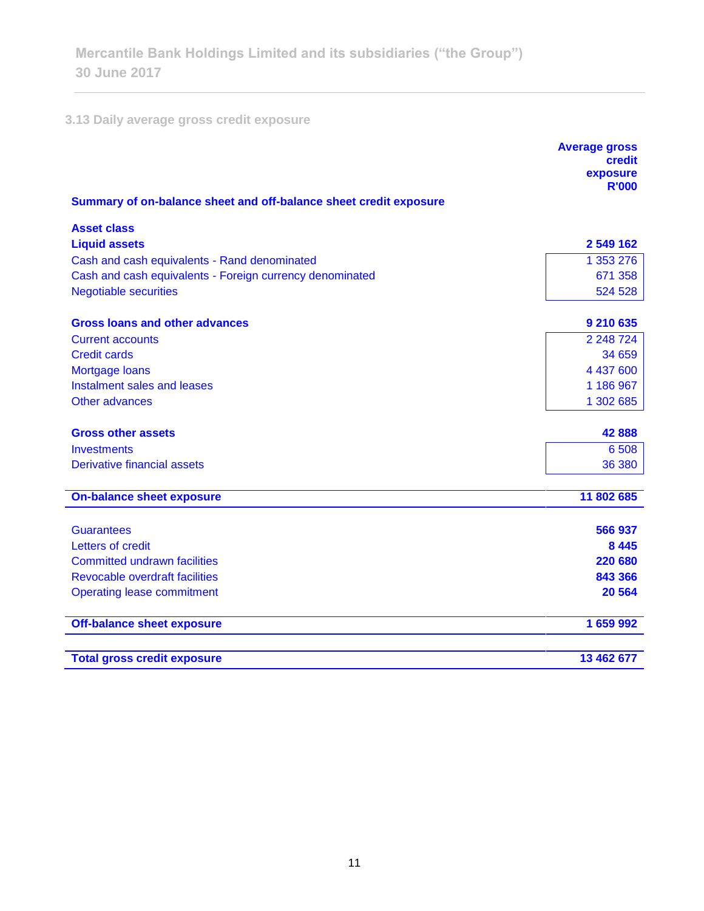## 3.13 Daily average gross credit exposure

| Summary of on-balance sheet and off-balance sheet credit exposure | Average gross credit exposure R'000 |
|---|---|
| **Asset class** | |
| **Liquid assets** | **2 549 162** |
| Cash and cash equivalents - Rand denominated | 1 353 276 |
| Cash and cash equivalents - Foreign currency denominated | 671 358 |
| Negotiable securities | 524 528 |
| **Gross loans and other advances** | **9 210 635** |
| Current accounts | 2 248 724 |
| Credit cards | 34 659 |
| Mortgage loans | 4 437 600 |
| Instalment sales and leases | 1 186 967 |
| Other advances | 1 302 685 |
| **Gross other assets** | **42 888** |
| Investments | 6 508 |
| Derivative financial assets | 36 380 |
| **On-balance sheet exposure** | **11 802 685** |
| Guarantees | **566 937** |
| Letters of credit | **8 445** |
| Committed undrawn facilities | **220 680** |
| Revocable overdraft facilities | **843 366** |
| Operating lease commitment | **20 564** |
| **Off-balance sheet exposure** | **1 659 992** |
| **Total gross credit exposure** | **13 462 677** |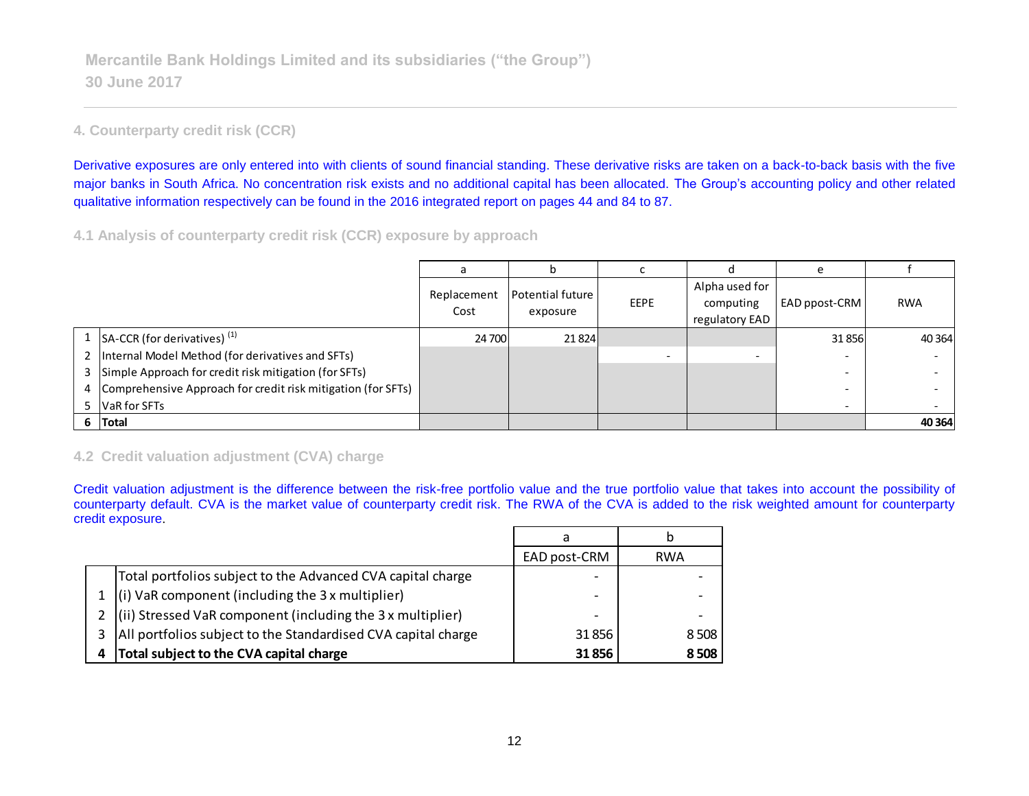## 4. Counterparty credit risk (CCR)

Derivative exposures are only entered into with clients of sound financial standing. These derivative risks are taken on a back-to-back basis with the five major banks in South Africa. No concentration risk exists and no additional capital has been allocated. The Group's accounting policy and other related qualitative information respectively can be found in the 2016 integrated report on pages 44 and 84 to 87.

### 4.1 Analysis of counterparty credit risk (CCR) exposure by approach

| | | a | b | c | d | e | f |
|---|---|---|---|---|---|---|---|
| | | Replacement Cost | Potential future exposure | EEPE | Alpha used for computing regulatory EAD | EAD ppost-CRM | RWA |
| 1 | SA-CCR (for derivatives) [(1)] | 24 700 | 21 824 | | | 31 856 | 40 364 |
| 2 | Internal Model Method (for derivatives and SFTs) | | | - | - | - | - |
| 3 | Simple Approach for credit risk mitigation (for SFTs) | | | | | - | - |
| 4 | Comprehensive Approach for credit risk mitigation (for SFTs) | | | | | - | - |
| 5 | VaR for SFTs | | | | | - | - |
| **6** | **Total** | | | | | | **40 364** |

### 4.2 Credit valuation adjustment (CVA) charge

Credit valuation adjustment is the difference between the risk-free portfolio value and the true portfolio value that takes into account the possibility of counterparty default. CVA is the market value of counterparty credit risk. The RWA of the CVA is added to the risk weighted amount for counterparty credit exposure.

| | | a | b |
|---|---|---|---|
| | | EAD post-CRM | RWA |
| | Total portfolios subject to the Advanced CVA capital charge | - | - |
| 1 | (i) VaR component (including the 3 x multiplier) | - | - |
| 2 | (ii) Stressed VaR component (including the 3 x multiplier) | - | - |
| 3 | All portfolios subject to the Standardised CVA capital charge | 31 856 | 8 508 |
| **4** | **Total subject to the CVA capital charge** | **31 856** | **8 508** |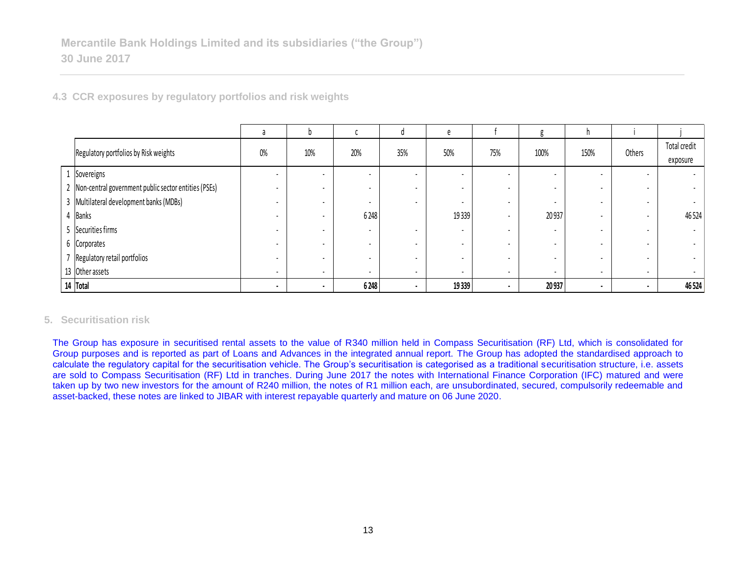### 4.3 CCR exposures by regulatory portfolios and risk weights

| | | a | b | c | d | e | f | g | h | i | j |
|---|---|---|---|---|---|---|---|---|---|---|---|
| | Regulatory portfolios by Risk weights | 0% | 10% | 20% | 35% | 50% | 75% | 100% | 150% | Others | Total credit exposure |
| 1 | Sovereigns | - | - | - | - | - | - | - | - | - | - |
| 2 | Non-central government public sector entities (PSEs) | - | - | - | - | - | - | - | - | - | - |
| 3 | Multilateral development banks (MDBs) | - | - | - | - | - | - | - | - | - | - |
| 4 | Banks | - | - | 6 248 | | 19 339 | - | 20 937 | - | - | 46 524 |
| 5 | Securities firms | - | - | - | - | - | - | - | - | - | - |
| 6 | Corporates | - | - | - | - | - | - | - | - | - | - |
| 7 | Regulatory retail portfolios | - | - | - | - | - | - | - | - | - | - |
| 13 | Other assets | - | - | - | - | - | - | - | - | - | - |
| **14** | **Total** | **-** | **-** | **6 248** | **-** | **19 339** | **-** | **20 937** | **-** | **-** | **46 524** |

## 5. Securitisation risk

The Group has exposure in securitised rental assets to the value of R340 million held in Compass Securitisation (RF) Ltd, which is consolidated for Group purposes and is reported as part of Loans and Advances in the integrated annual report. The Group has adopted the standardised approach to calculate the regulatory capital for the securitisation vehicle. The Group's securitisation is categorised as a traditional securitisation structure, i.e. assets are sold to Compass Securitisation (RF) Ltd in tranches. During June 2017 the notes with International Finance Corporation (IFC) matured and were taken up by two new investors for the amount of R240 million, the notes of R1 million each, are unsubordinated, secured, compulsorily redeemable and asset-backed, these notes are linked to JIBAR with interest repayable quarterly and mature on 06 June 2020.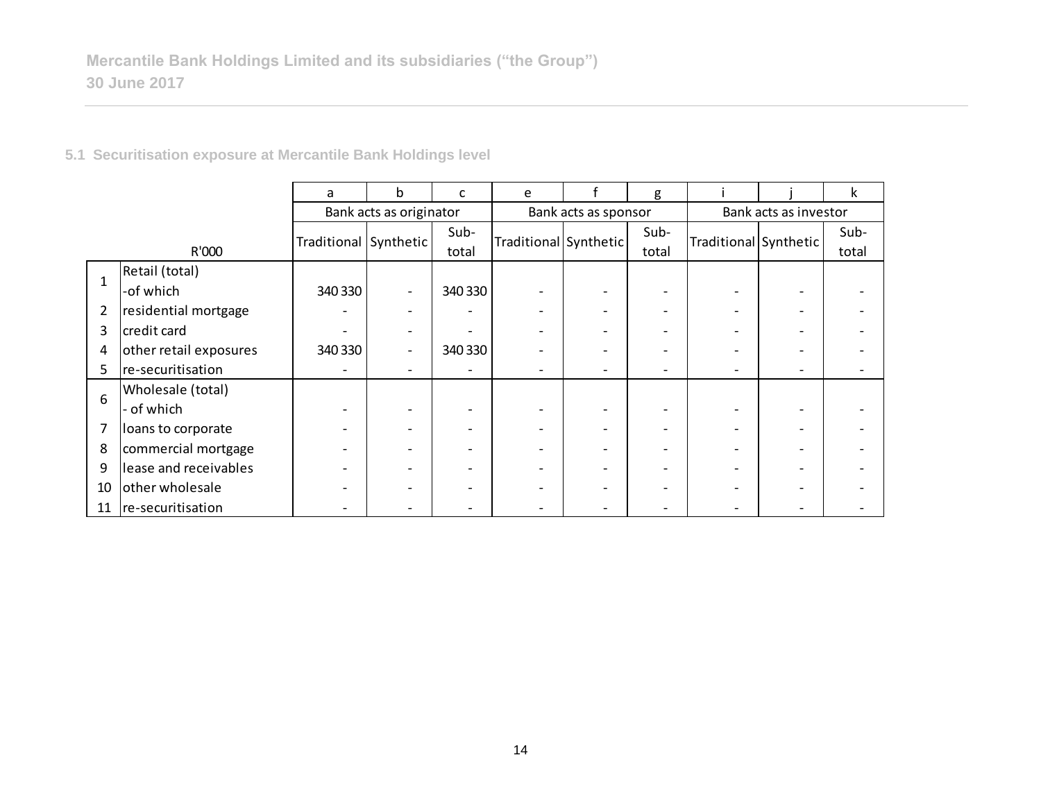## 5.1 Securitisation exposure at Mercantile Bank Holdings level

| | | a | b | c | e | f | g | i | j | k |
|---|---|---|---|---|---|---|---|---|---|---|
| | | Bank acts as originator | | | Bank acts as sponsor | | | Bank acts as investor | | |
| | R'000 | Traditional | Synthetic | Sub-total | Traditional | Synthetic | Sub-total | Traditional | Synthetic | Sub-total |
| 1 | Retail (total) -of which | 340 330 | - | 340 330 | - | - | - | - | - | - |
| 2 | residential mortgage | - | - | - | - | - | - | - | - | - |
| 3 | credit card | - | - | - | - | - | - | - | - | - |
| 4 | other retail exposures | 340 330 | - | 340 330 | - | - | - | - | - | - |
| 5 | re-securitisation | - | - | - | - | - | - | - | - | - |
| 6 | Wholesale (total) - of which | - | - | - | - | - | - | - | - | - |
| 7 | loans to corporate | - | - | - | - | - | - | - | - | - |
| 8 | commercial mortgage | - | - | - | - | - | - | - | - | - |
| 9 | lease and receivables | - | - | - | - | - | - | - | - | - |
| 10 | other wholesale | - | - | - | - | - | - | - | - | - |
| 11 | re-securitisation | - | - | - | - | - | - | - | - | - |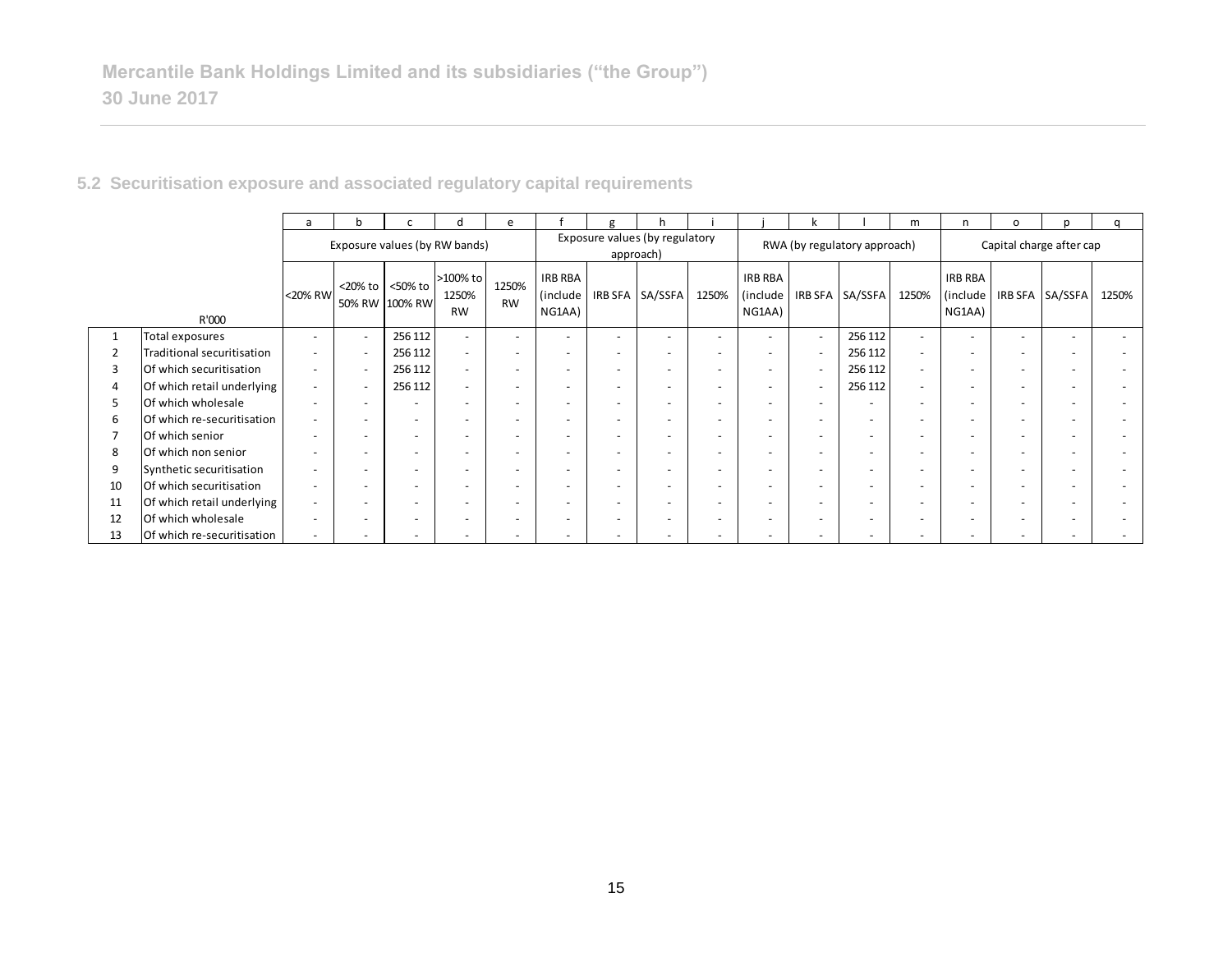Mercantile Bank Holdings Limited and its subsidiaries (“the Group”)
30 June 2017

## 5.2 Securitisation exposure and associated regulatory capital requirements

| | | a | b | c | d | e | f | g | h | i | j | k | l | m | n | o | p | q |
|---|---|---|---|---|---|---|---|---|---|---|---|---|---|---|---|---|---|---|
| | | Exposure values (by RW bands) | | | | | Exposure values (by regulatory approach) | | | | RWA (by regulatory approach) | | | | Capital charge after cap | | | |
| | R'000 | <20% RW | <20% to 50% RW | <50% to 100% RW | >100% to 1250% RW | 1250% RW | IRB RBA (include NG1AA) | IRB SFA | SA/SSFA | 1250% | IRB RBA (include NG1AA) | IRB SFA | SA/SSFA | 1250% | IRB RBA (include NG1AA) | IRB SFA | SA/SSFA | 1250% |
| 1 | Total exposures | - | - | 256 112 | - | - | - | - | - | - | - | - | 256 112 | - | - | - | - | - |
| 2 | Traditional securitisation | - | - | 256 112 | - | - | - | - | - | - | - | - | 256 112 | - | - | - | - | - |
| 3 | Of which securitisation | - | - | 256 112 | - | - | - | - | - | - | - | - | 256 112 | - | - | - | - | - |
| 4 | Of which retail underlying | - | - | 256 112 | - | - | - | - | - | - | - | - | 256 112 | - | - | - | - | - |
| 5 | Of which wholesale | - | - | - | - | - | - | - | - | - | - | - | - | - | - | - | - | - |
| 6 | Of which re-securitisation | - | - | - | - | - | - | - | - | - | - | - | - | - | - | - | - | - |
| 7 | Of which senior | - | - | - | - | - | - | - | - | - | - | - | - | - | - | - | - | - |
| 8 | Of which non senior | - | - | - | - | - | - | - | - | - | - | - | - | - | - | - | - | - |
| 9 | Synthetic securitisation | - | - | - | - | - | - | - | - | - | - | - | - | - | - | - | - | - |
| 10 | Of which securitisation | - | - | - | - | - | - | - | - | - | - | - | - | - | - | - | - | - |
| 11 | Of which retail underlying | - | - | - | - | - | - | - | - | - | - | - | - | - | - | - | - | - |
| 12 | Of which wholesale | - | - | - | - | - | - | - | - | - | - | - | - | - | - | - | - | - |
| 13 | Of which re-securitisation | - | - | - | - | - | - | - | - | - | - | - | - | - | - | - | - | - |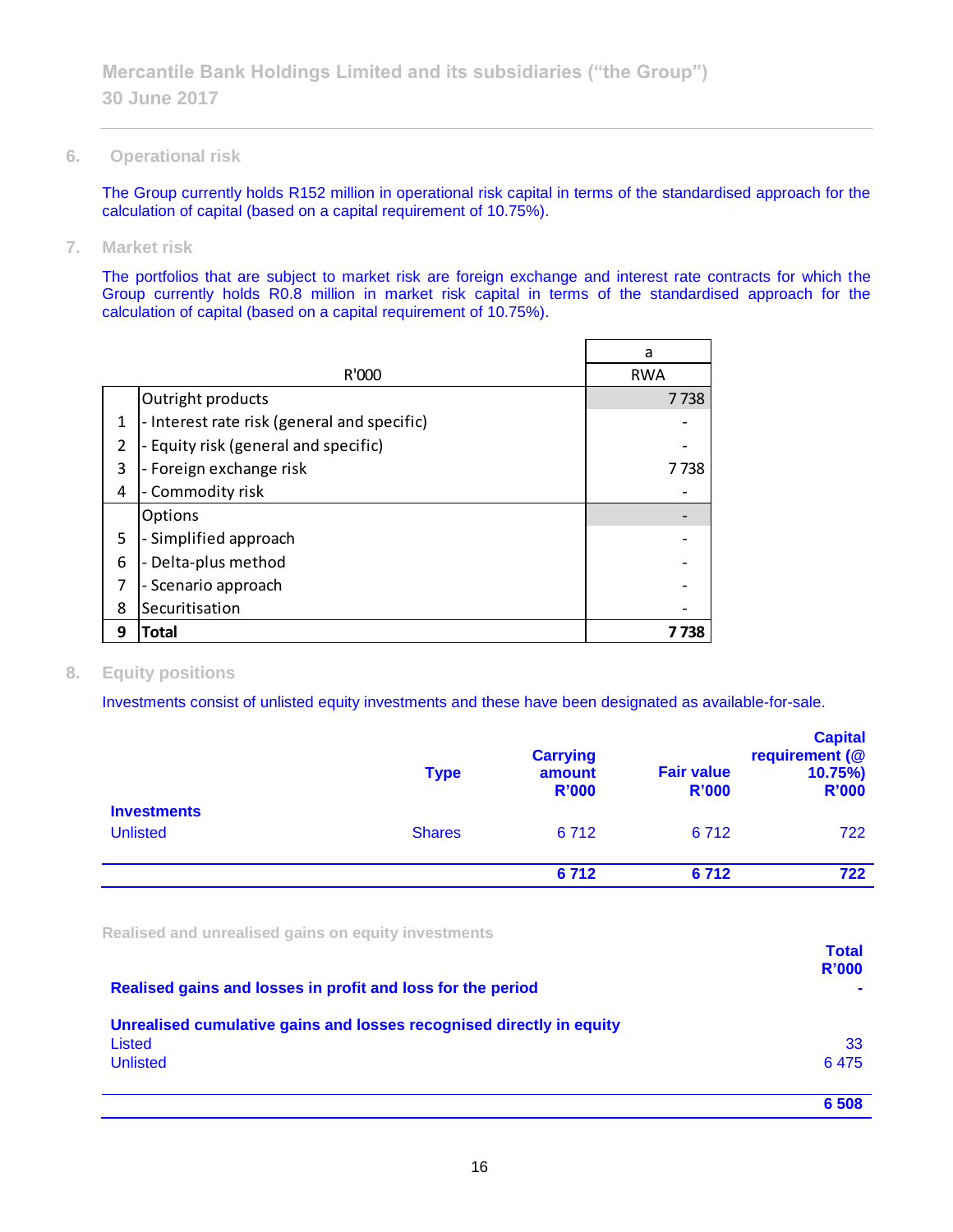## 6. Operational risk

The Group currently holds R152 million in operational risk capital in terms of the standardised approach for the calculation of capital (based on a capital requirement of 10.75%).

## 7. Market risk

The portfolios that are subject to market risk are foreign exchange and interest rate contracts for which the Group currently holds R0.8 million in market risk capital in terms of the standardised approach for the calculation of capital (based on a capital requirement of 10.75%).

| | | a |
|---|---|---|
| | R'000 | RWA |
| | Outright products | 7 738 |
| 1 | - Interest rate risk (general and specific) | - |
| 2 | - Equity risk (general and specific) | - |
| 3 | - Foreign exchange risk | 7 738 |
| 4 | - Commodity risk | - |
| | Options | - |
| 5 | - Simplified approach | - |
| 6 | - Delta-plus method | - |
| 7 | - Scenario approach | - |
| 8 | Securitisation | - |
| **9** | **Total** | **7 738** |

## 8. Equity positions

Investments consist of unlisted equity investments and these have been designated as available-for-sale.

| | Type | Carrying amount R'000 | Fair value R'000 | Capital requirement (@ 10.75%) R'000 |
|---|---|---|---|---|
| **Investments** | | | | |
| Unlisted | Shares | 6 712 | 6 712 | 722 |
| | | **6 712** | **6 712** | **722** |

Realised and unrealised gains on equity investments

| | Total R'000 |
|---|---|
| **Realised gains and losses in profit and loss for the period** | **-** |
| **Unrealised cumulative gains and losses recognised directly in equity** | |
| Listed | 33 |
| Unlisted | 6 475 |
| | **6 508** |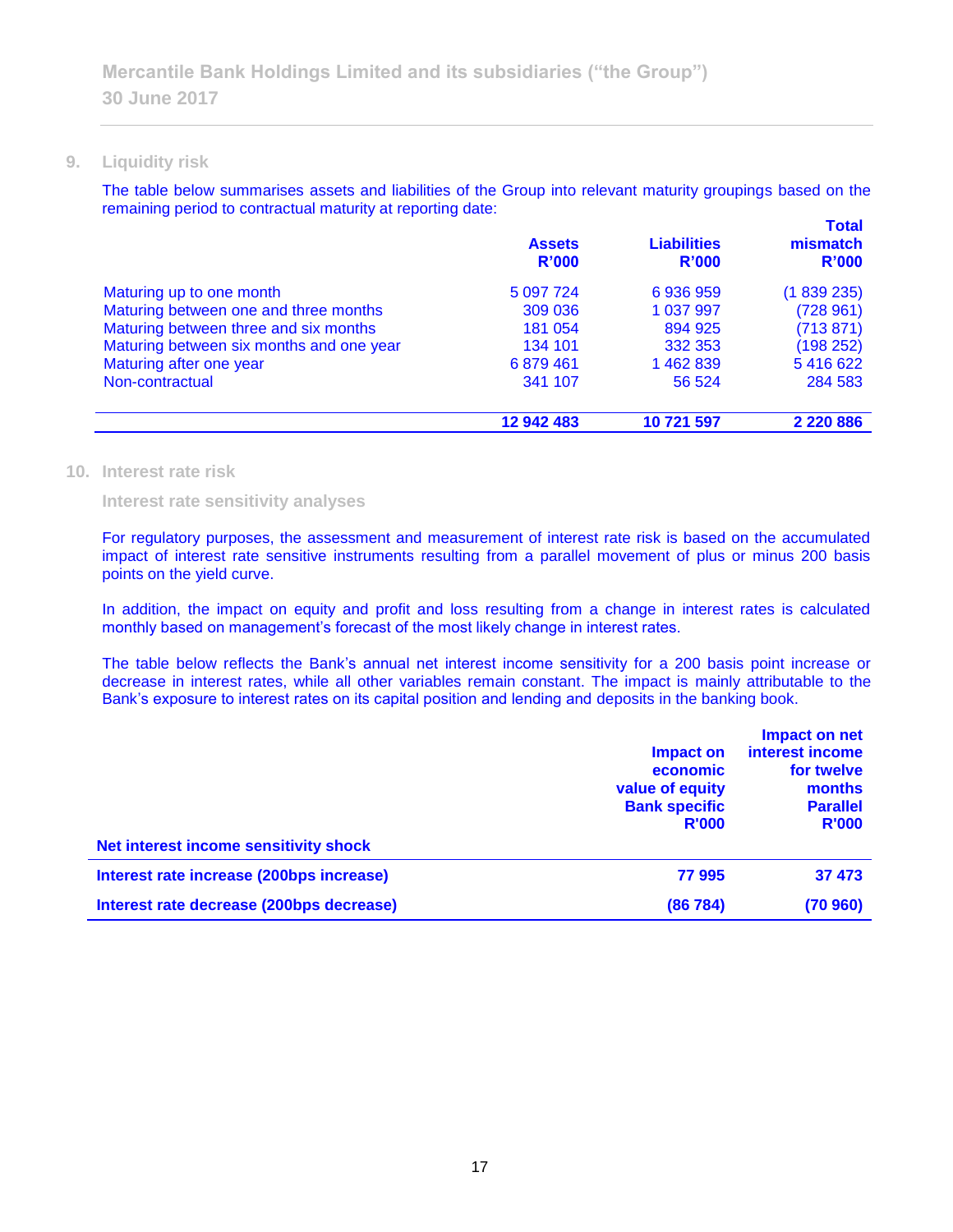## 9. Liquidity risk

The table below summarises assets and liabilities of the Group into relevant maturity groupings based on the remaining period to contractual maturity at reporting date:

| | Assets R'000 | Liabilities R'000 | Total mismatch R'000 |
|---|---|---|---|
| Maturing up to one month | 5 097 724 | 6 936 959 | (1 839 235) |
| Maturing between one and three months | 309 036 | 1 037 997 | (728 961) |
| Maturing between three and six months | 181 054 | 894 925 | (713 871) |
| Maturing between six months and one year | 134 101 | 332 353 | (198 252) |
| Maturing after one year | 6 879 461 | 1 462 839 | 5 416 622 |
| Non-contractual | 341 107 | 56 524 | 284 583 |
| | **12 942 483** | **10 721 597** | **2 220 886** |

## 10. Interest rate risk

### Interest rate sensitivity analyses

For regulatory purposes, the assessment and measurement of interest rate risk is based on the accumulated impact of interest rate sensitive instruments resulting from a parallel movement of plus or minus 200 basis points on the yield curve.

In addition, the impact on equity and profit and loss resulting from a change in interest rates is calculated monthly based on management's forecast of the most likely change in interest rates.

The table below reflects the Bank's annual net interest income sensitivity for a 200 basis point increase or decrease in interest rates, while all other variables remain constant. The impact is mainly attributable to the Bank's exposure to interest rates on its capital position and lending and deposits in the banking book.

| Net interest income sensitivity shock | Impact on economic value of equity Bank specific R'000 | Impact on net interest income for twelve months Parallel R'000 |
|---|---|---|
| **Interest rate increase (200bps increase)** | **77 995** | **37 473** |
| **Interest rate decrease (200bps decrease)** | **(86 784)** | **(70 960)** |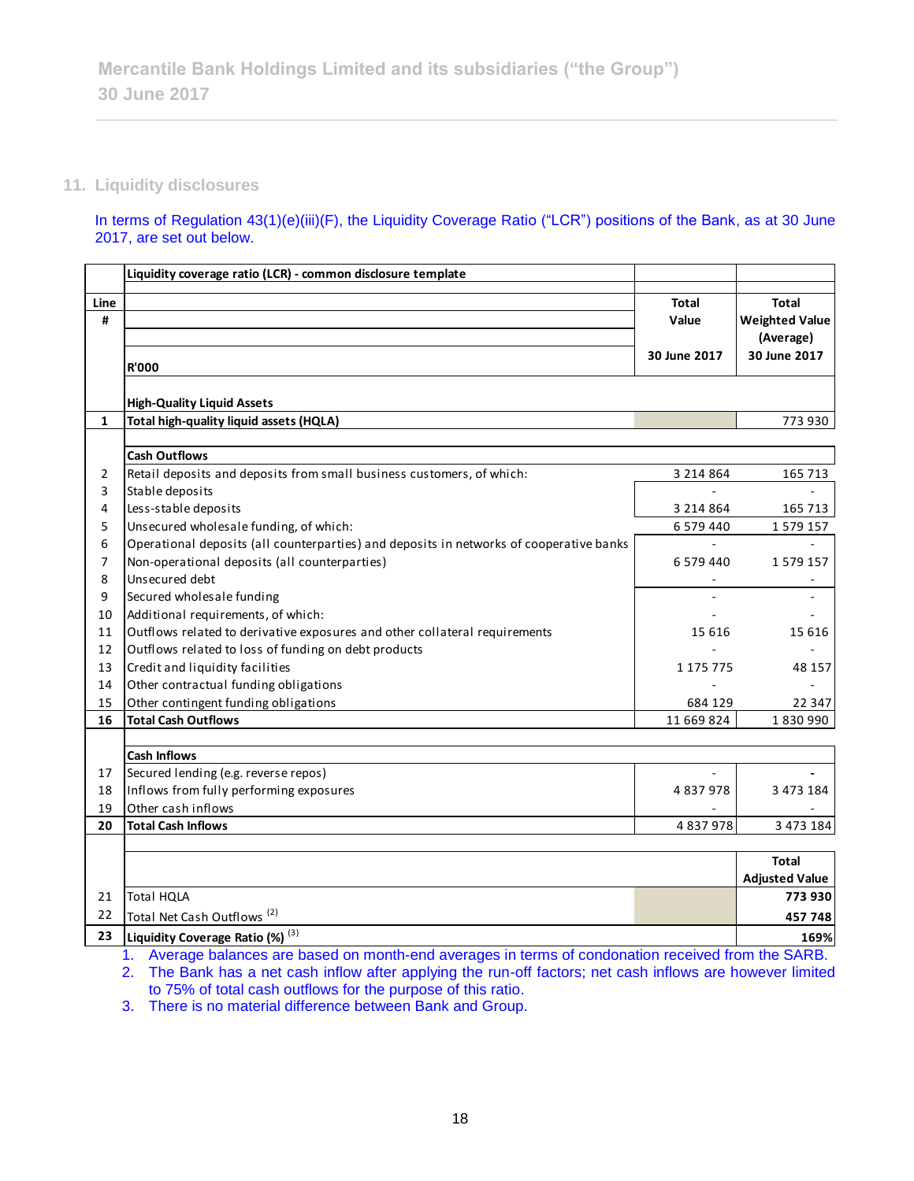## 11. Liquidity disclosures

In terms of Regulation 43(1)(e)(iii)(F), the Liquidity Coverage Ratio ("LCR") positions of the Bank, as at 30 June 2017, are set out below.

| Line # | Liquidity coverage ratio (LCR) - common disclosure template<br>R'000 | Total Value<br>30 June 2017 | Total Weighted Value (Average)<br>30 June 2017 |
|---|---|---|---|
| | **High-Quality Liquid Assets** | | |
| **1** | **Total high-quality liquid assets (HQLA)** | | 773 930 |
| | **Cash Outflows** | | |
| 2 | Retail deposits and deposits from small business customers, of which: | 3 214 864 | 165 713 |
| 3 | Stable deposits | - | - |
| 4 | Less-stable deposits | 3 214 864 | 165 713 |
| 5 | Unsecured wholesale funding, of which: | 6 579 440 | 1 579 157 |
| 6 | Operational deposits (all counterparties) and deposits in networks of cooperative banks | - | - |
| 7 | Non-operational deposits (all counterparties) | 6 579 440 | 1 579 157 |
| 8 | Unsecured debt | - | - |
| 9 | Secured wholesale funding | - | - |
| 10 | Additional requirements, of which: | - | - |
| 11 | Outflows related to derivative exposures and other collateral requirements | 15 616 | 15 616 |
| 12 | Outflows related to loss of funding on debt products | - | - |
| 13 | Credit and liquidity facilities | 1 175 775 | 48 157 |
| 14 | Other contractual funding obligations | - | - |
| 15 | Other contingent funding obligations | 684 129 | 22 347 |
| **16** | **Total Cash Outflows** | 11 669 824 | 1 830 990 |
| | **Cash Inflows** | | |
| 17 | Secured lending (e.g. reverse repos) | - | - |
| 18 | Inflows from fully performing exposures | 4 837 978 | 3 473 184 |
| 19 | Other cash inflows | - | - |
| **20** | **Total Cash Inflows** | 4 837 978 | 3 473 184 |
| | | | **Total Adjusted Value** |
| 21 | Total HQLA | | **773 930** |
| 22 | Total Net Cash Outflows [2] | | **457 748** |
| **23** | **Liquidity Coverage Ratio (%)** [3] | | **169%** |

1. Average balances are based on month-end averages in terms of condonation received from the SARB.
2. The Bank has a net cash inflow after applying the run-off factors; net cash inflows are however limited to 75% of total cash outflows for the purpose of this ratio.
3. There is no material difference between Bank and Group.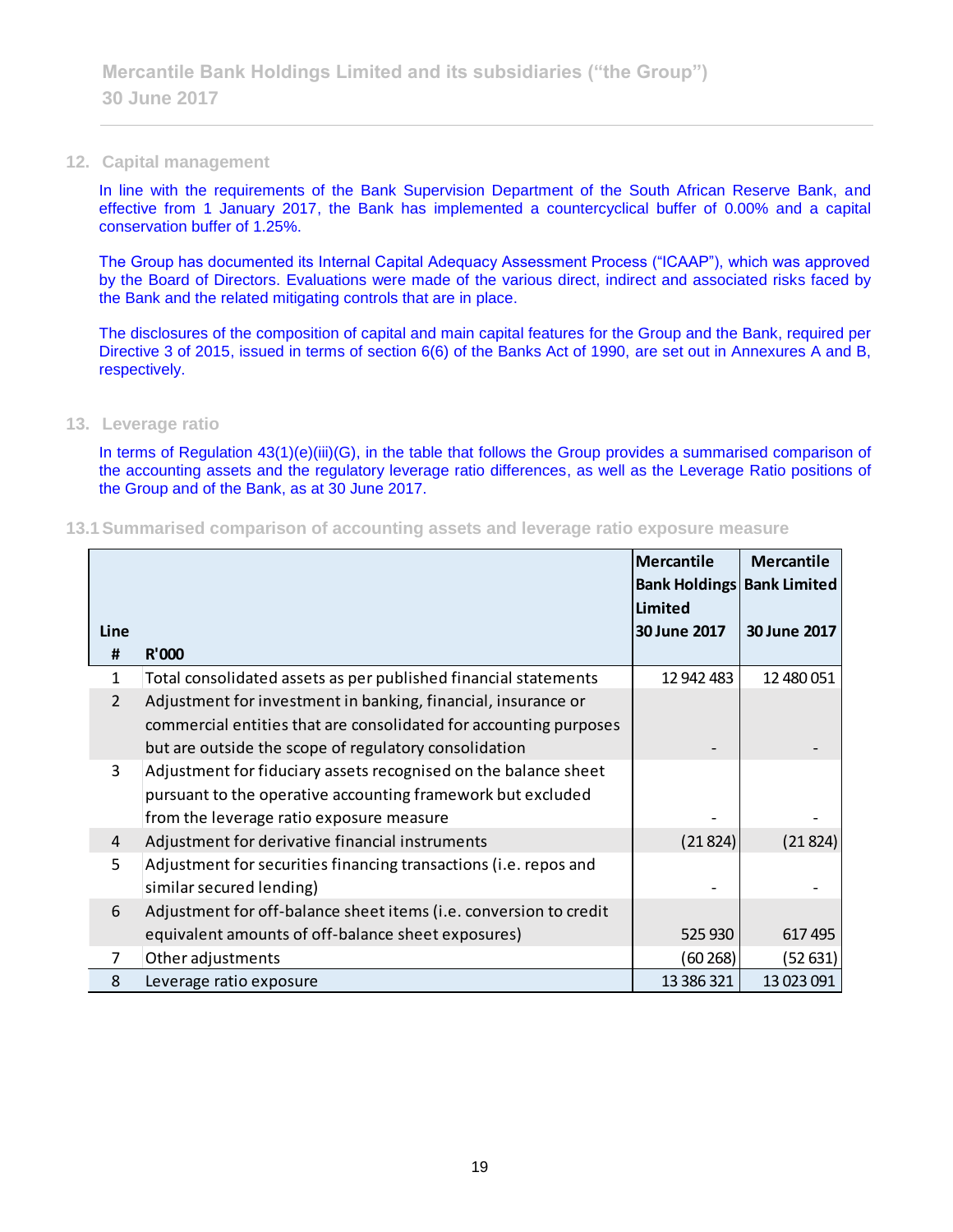## 12. Capital management

In line with the requirements of the Bank Supervision Department of the South African Reserve Bank, and effective from 1 January 2017, the Bank has implemented a countercyclical buffer of 0.00% and a capital conservation buffer of 1.25%.

The Group has documented its Internal Capital Adequacy Assessment Process ("ICAAP"), which was approved by the Board of Directors. Evaluations were made of the various direct, indirect and associated risks faced by the Bank and the related mitigating controls that are in place.

The disclosures of the composition of capital and main capital features for the Group and the Bank, required per Directive 3 of 2015, issued in terms of section 6(6) of the Banks Act of 1990, are set out in Annexures A and B, respectively.

## 13. Leverage ratio

In terms of Regulation 43(1)(e)(iii)(G), in the table that follows the Group provides a summarised comparison of the accounting assets and the regulatory leverage ratio differences, as well as the Leverage Ratio positions of the Group and of the Bank, as at 30 June 2017.

### 13.1 Summarised comparison of accounting assets and leverage ratio exposure measure

| Line # | R'000 | Mercantile Bank Holdings Limited 30 June 2017 | Mercantile Bank Limited 30 June 2017 |
|---|---|---|---|
| 1 | Total consolidated assets as per published financial statements | 12 942 483 | 12 480 051 |
| 2 | Adjustment for investment in banking, financial, insurance or commercial entities that are consolidated for accounting purposes but are outside the scope of regulatory consolidation | - | - |
| 3 | Adjustment for fiduciary assets recognised on the balance sheet pursuant to the operative accounting framework but excluded from the leverage ratio exposure measure | - | - |
| 4 | Adjustment for derivative financial instruments | (21 824) | (21 824) |
| 5 | Adjustment for securities financing transactions (i.e. repos and similar secured lending) | - | - |
| 6 | Adjustment for off-balance sheet items (i.e. conversion to credit equivalent amounts of off-balance sheet exposures) | 525 930 | 617 495 |
| 7 | Other adjustments | (60 268) | (52 631) |
| 8 | Leverage ratio exposure | 13 386 321 | 13 023 091 |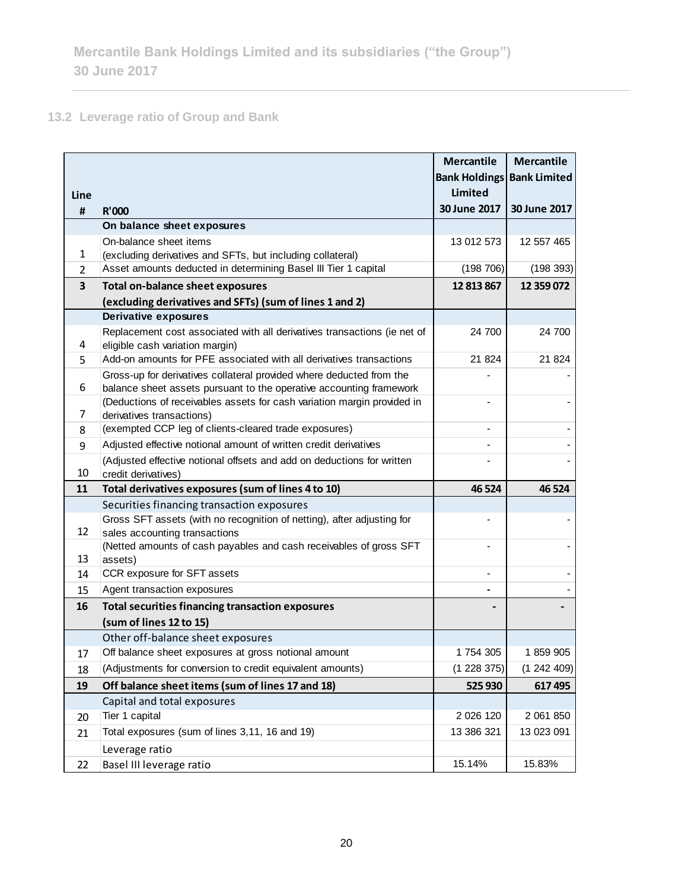## 13.2 Leverage ratio of Group and Bank

| Line # | R'000 | Mercantile Bank Holdings Limited 30 June 2017 | Mercantile Bank Limited 30 June 2017 |
|---|---|---|---|
| | **On balance sheet exposures** | | |
| 1 | On-balance sheet items (excluding derivatives and SFTs, but including collateral) | 13 012 573 | 12 557 465 |
| 2 | Asset amounts deducted in determining Basel III Tier 1 capital | (198 706) | (198 393) |
| **3** | **Total on-balance sheet exposures (excluding derivatives and SFTs) (sum of lines 1 and 2)** | **12 813 867** | **12 359 072** |
| | **Derivative exposures** | | |
| 4 | Replacement cost associated with all derivatives transactions (ie net of eligible cash variation margin) | 24 700 | 24 700 |
| 5 | Add-on amounts for PFE associated with all derivatives transactions | 21 824 | 21 824 |
| 6 | Gross-up for derivatives collateral provided where deducted from the balance sheet assets pursuant to the operative accounting framework | - | - |
| 7 | (Deductions of receivables assets for cash variation margin provided in derivatives transactions) | - | - |
| 8 | (exempted CCP leg of clients-cleared trade exposures) | - | - |
| 9 | Adjusted effective notional amount of written credit derivatives | - | - |
| 10 | (Adjusted effective notional offsets and add on deductions for written credit derivatives) | - | - |
| **11** | **Total derivatives exposures (sum of lines 4 to 10)** | **46 524** | **46 524** |
| | Securities financing transaction exposures | | |
| 12 | Gross SFT assets (with no recognition of netting), after adjusting for sales accounting transactions | - | - |
| 13 | (Netted amounts of cash payables and cash receivables of gross SFT assets) | - | - |
| 14 | CCR exposure for SFT assets | - | - |
| 15 | Agent transaction exposures | - | - |
| **16** | **Total securities financing transaction exposures (sum of lines 12 to 15)** | **-** | **-** |
| | Other off-balance sheet exposures | | |
| 17 | Off balance sheet exposures at gross notional amount | 1 754 305 | 1 859 905 |
| 18 | (Adjustments for conversion to credit equivalent amounts) | (1 228 375) | (1 242 409) |
| **19** | **Off balance sheet items (sum of lines 17 and 18)** | **525 930** | **617 495** |
| | Capital and total exposures | | |
| 20 | Tier 1 capital | 2 026 120 | 2 061 850 |
| 21 | Total exposures (sum of lines 3,11, 16 and 19) | 13 386 321 | 13 023 091 |
| | Leverage ratio | | |
| 22 | Basel III leverage ratio | 15.14% | 15.83% |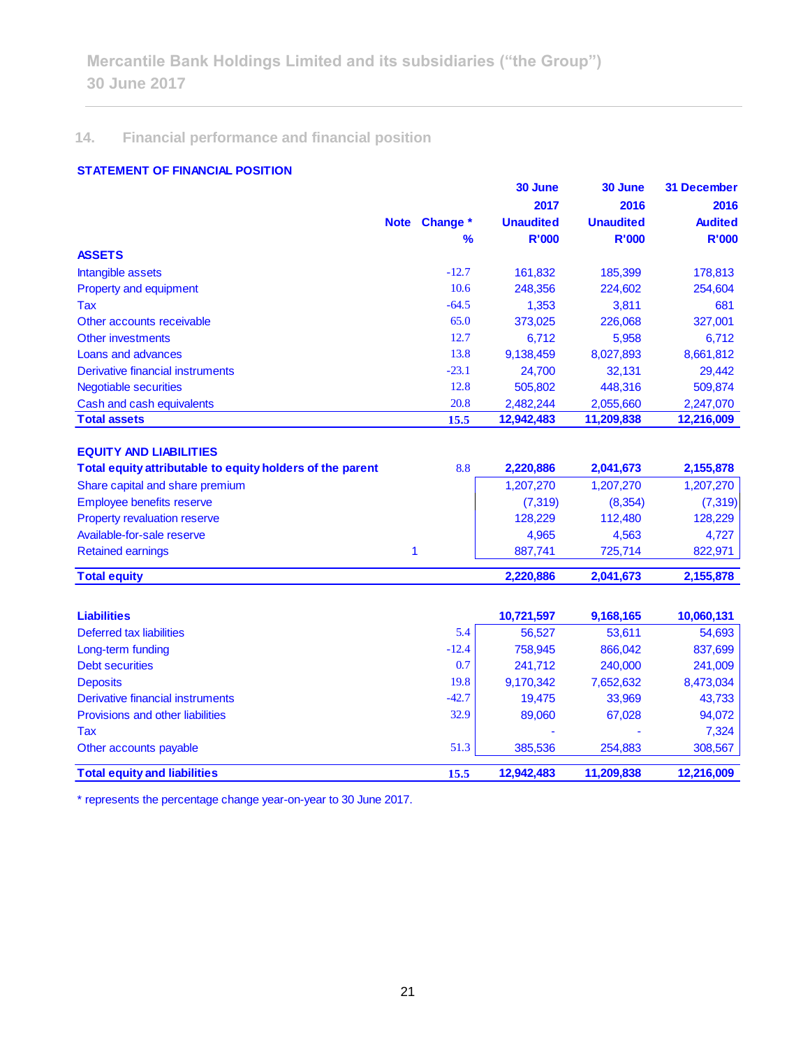## 14. Financial performance and financial position

### STATEMENT OF FINANCIAL POSITION

| | Note | Change * % | 30 June 2017 Unaudited R'000 | 30 June 2016 Unaudited R'000 | 31 December 2016 Audited R'000 |
|---|---|---|---|---|---|
| **ASSETS** | | | | | |
| Intangible assets | | -12.7 | 161,832 | 185,399 | 178,813 |
| Property and equipment | | 10.6 | 248,356 | 224,602 | 254,604 |
| Tax | | -64.5 | 1,353 | 3,811 | 681 |
| Other accounts receivable | | 65.0 | 373,025 | 226,068 | 327,001 |
| Other investments | | 12.7 | 6,712 | 5,958 | 6,712 |
| Loans and advances | | 13.8 | 9,138,459 | 8,027,893 | 8,661,812 |
| Derivative financial instruments | | -23.1 | 24,700 | 32,131 | 29,442 |
| Negotiable securities | | 12.8 | 505,802 | 448,316 | 509,874 |
| Cash and cash equivalents | | 20.8 | 2,482,244 | 2,055,660 | 2,247,070 |
| **Total assets** | | **15.5** | **12,942,483** | **11,209,838** | **12,216,009** |
| | | | | | |
| **EQUITY AND LIABILITIES** | | | | | |
| **Total equity attributable to equity holders of the parent** | | 8.8 | **2,220,886** | **2,041,673** | **2,155,878** |
| Share capital and share premium | | | 1,207,270 | 1,207,270 | 1,207,270 |
| Employee benefits reserve | | | (7,319) | (8,354) | (7,319) |
| Property revaluation reserve | | | 128,229 | 112,480 | 128,229 |
| Available-for-sale reserve | | | 4,965 | 4,563 | 4,727 |
| Retained earnings | 1 | | 887,741 | 725,714 | 822,971 |
| **Total equity** | | | **2,220,886** | **2,041,673** | **2,155,878** |
| | | | | | |
| **Liabilities** | | | **10,721,597** | **9,168,165** | **10,060,131** |
| Deferred tax liabilities | | 5.4 | 56,527 | 53,611 | 54,693 |
| Long-term funding | | -12.4 | 758,945 | 866,042 | 837,699 |
| Debt securities | | 0.7 | 241,712 | 240,000 | 241,009 |
| Deposits | | 19.8 | 9,170,342 | 7,652,632 | 8,473,034 |
| Derivative financial instruments | | -42.7 | 19,475 | 33,969 | 43,733 |
| Provisions and other liabilities | | 32.9 | 89,060 | 67,028 | 94,072 |
| Tax | | | - | - | 7,324 |
| Other accounts payable | | 51.3 | 385,536 | 254,883 | 308,567 |
| **Total equity and liabilities** | | **15.5** | **12,942,483** | **11,209,838** | **12,216,009** |

* represents the percentage change year-on-year to 30 June 2017.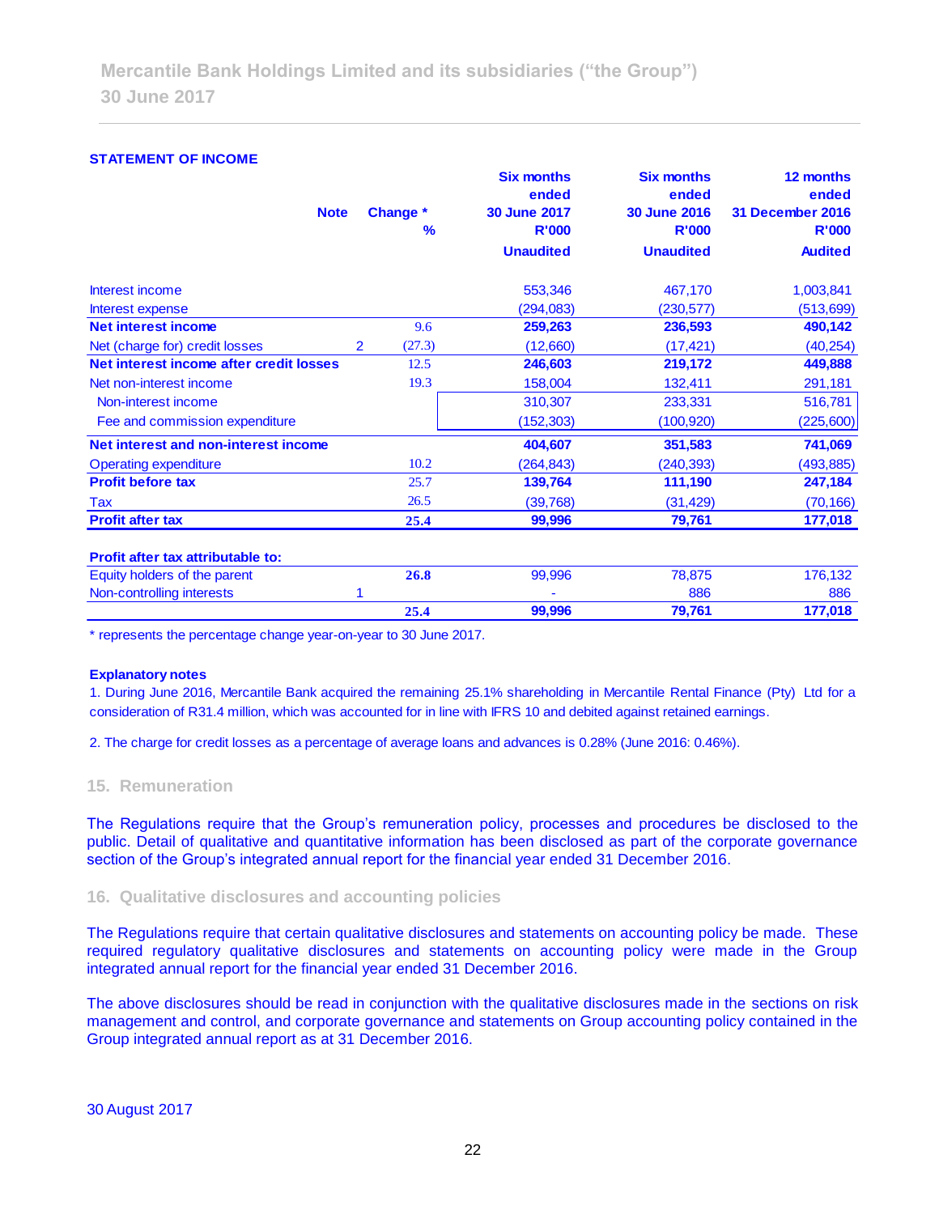**STATEMENT OF INCOME**

| | Note | Change * % | Six months ended 30 June 2017 R'000 Unaudited | Six months ended 30 June 2016 R'000 Unaudited | 12 months ended 31 December 2016 R'000 Audited |
|---|---|---|---|---|---|
| Interest income | | | 553,346 | 467,170 | 1,003,841 |
| Interest expense | | | (294,083) | (230,577) | (513,699) |
| **Net interest income** | | 9.6 | **259,263** | **236,593** | **490,142** |
| Net (charge for) credit losses | 2 | (27.3) | (12,660) | (17,421) | (40,254) |
| **Net interest income after credit losses** | | 12.5 | **246,603** | **219,172** | **449,888** |
| Net non-interest income | | 19.3 | 158,004 | 132,411 | 291,181 |
| Non-interest income | | | 310,307 | 233,331 | 516,781 |
| Fee and commission expenditure | | | (152,303) | (100,920) | (225,600) |
| **Net interest and non-interest income** | | | **404,607** | **351,583** | **741,069** |
| Operating expenditure | | 10.2 | (264,843) | (240,393) | (493,885) |
| **Profit before tax** | | 25.7 | **139,764** | **111,190** | **247,184** |
| Tax | | 26.5 | (39,768) | (31,429) | (70,166) |
| **Profit after tax** | | **25.4** | **99,996** | **79,761** | **177,018** |
| | | | | | |
| **Profit after tax attributable to:** | | | | | |
| Equity holders of the parent | | **26.8** | 99,996 | 78,875 | 176,132 |
| Non-controlling interests | 1 | | - | 886 | 886 |
| | | **25.4** | **99,996** | **79,761** | **177,018** |

\* represents the percentage change year-on-year to 30 June 2017.

**Explanatory notes**

1. During June 2016, Mercantile Bank acquired the remaining 25.1% shareholding in Mercantile Rental Finance (Pty) Ltd for a consideration of R31.4 million, which was accounted for in line with IFRS 10 and debited against retained earnings.

2. The charge for credit losses as a percentage of average loans and advances is 0.28% (June 2016: 0.46%).

## 15. Remuneration

The Regulations require that the Group's remuneration policy, processes and procedures be disclosed to the public. Detail of qualitative and quantitative information has been disclosed as part of the corporate governance section of the Group's integrated annual report for the financial year ended 31 December 2016.

## 16. Qualitative disclosures and accounting policies

The Regulations require that certain qualitative disclosures and statements on accounting policy be made. These required regulatory qualitative disclosures and statements on accounting policy were made in the Group integrated annual report for the financial year ended 31 December 2016.

The above disclosures should be read in conjunction with the qualitative disclosures made in the sections on risk management and control, and corporate governance and statements on Group accounting policy contained in the Group integrated annual report as at 31 December 2016.

30 August 2017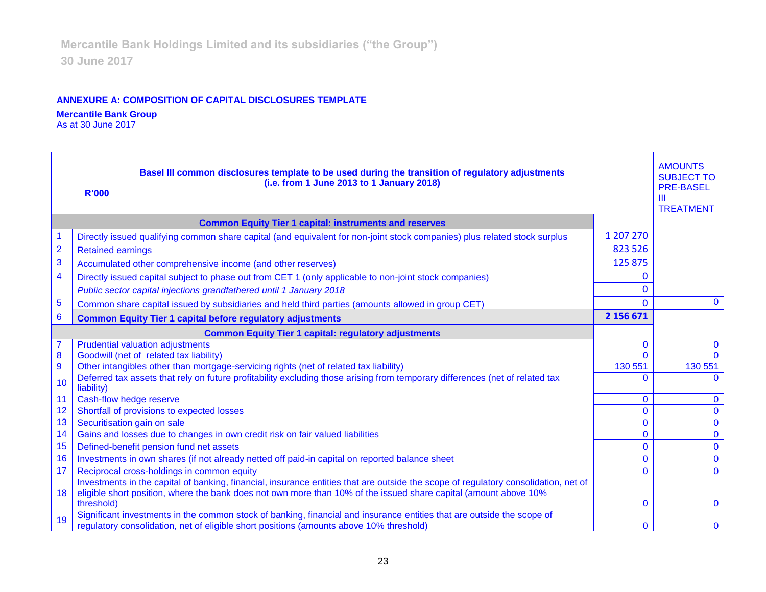**ANNEXE A: COMPOSITION OF CAPITAL DISCLOSURES TEMPLATE**

**Mercantile Bank Group**
As at 30 June 2017

| | Basel III common disclosures template to be used during the transition of regulatory adjustments (i.e. from 1 June 2013 to 1 January 2018) R'000 | | AMOUNTS SUBJECT TO PRE-BASEL III TREATMENT |
|---|---|---|---|
| | **Common Equity Tier 1 capital: instruments and reserves** | | |
| 1 | Directly issued qualifying common share capital (and equivalent for non-joint stock companies) plus related stock surplus | 1 207 270 | |
| 2 | Retained earnings | 823 526 | |
| 3 | Accumulated other comprehensive income (and other reserves) | 125 875 | |
| 4 | Directly issued capital subject to phase out from CET 1 (only applicable to non-joint stock companies) | 0 | |
| | *Public sector capital injections grandfathered until 1 January 2018* | 0 | |
| 5 | Common share capital issued by subsidiaries and held third parties (amounts allowed in group CET) | 0 | 0 |
| 6 | **Common Equity Tier 1 capital before regulatory adjustments** | **2 156 671** | |
| | **Common Equity Tier 1 capital: regulatory adjustments** | | |
| 7 | Prudential valuation adjustments | 0 | 0 |
| 8 | Goodwill (net of related tax liability) | 0 | 0 |
| 9 | Other intangibles other than mortgage-servicing rights (net of related tax liability) | 130 551 | 130 551 |
| 10 | Deferred tax assets that rely on future profitability excluding those arising from temporary differences (net of related tax liability) | 0 | 0 |
| 11 | Cash-flow hedge reserve | 0 | 0 |
| 12 | Shortfall of provisions to expected losses | 0 | 0 |
| 13 | Securitisation gain on sale | 0 | 0 |
| 14 | Gains and losses due to changes in own credit risk on fair valued liabilities | 0 | 0 |
| 15 | Defined-benefit pension fund net assets | 0 | 0 |
| 16 | Investments in own shares (if not already netted off paid-in capital on reported balance sheet | 0 | 0 |
| 17 | Reciprocal cross-holdings in common equity | 0 | 0 |
| 18 | Investments in the capital of banking, financial, insurance entities that are outside the scope of regulatory consolidation, net of eligible short position, where the bank does not own more than 10% of the issued share capital (amount above 10% threshold) | 0 | 0 |
| 19 | Significant investments in the common stock of banking, financial and insurance entities that are outside the scope of regulatory consolidation, net of eligible short positions (amounts above 10% threshold) | 0 | 0 |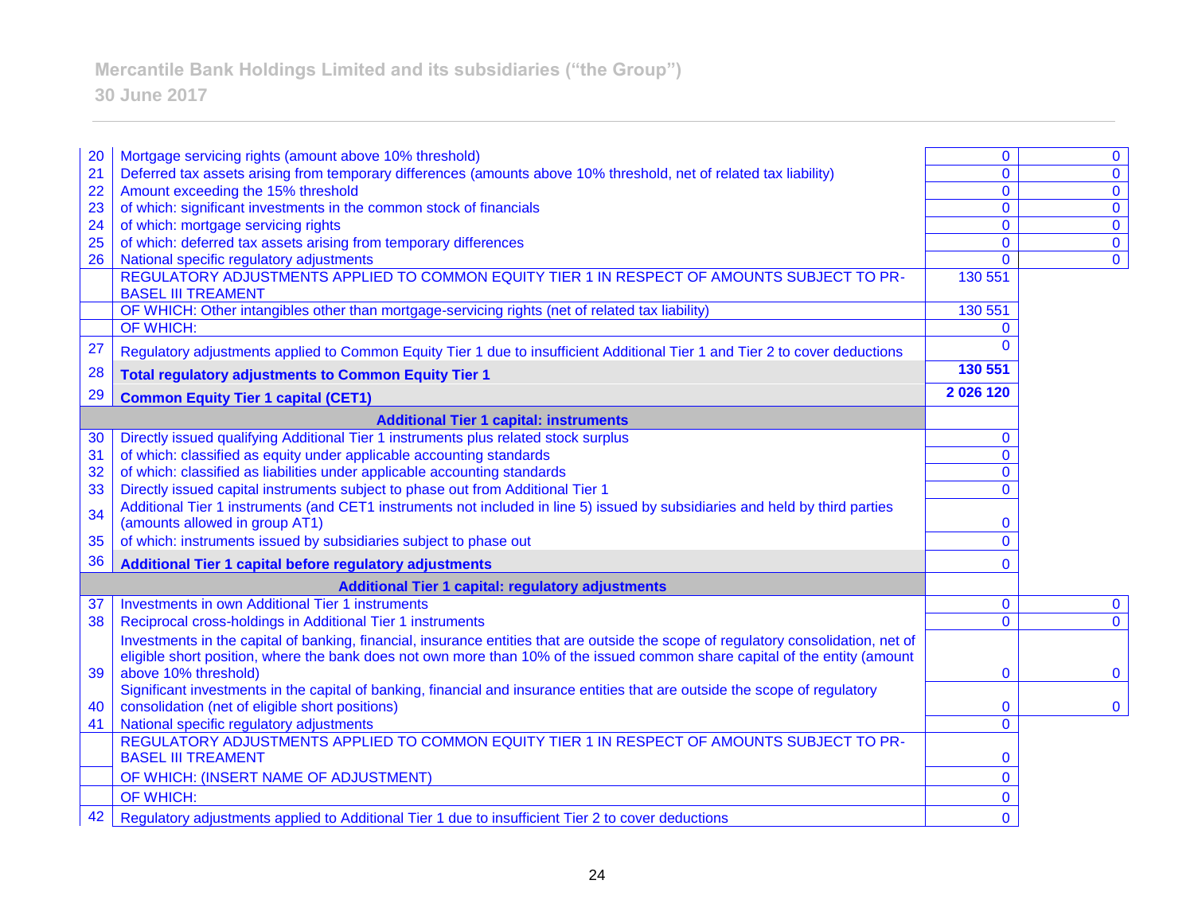| | | | |
|---|---|---|---|
| 20 | Mortgage servicing rights (amount above 10% threshold) | 0 | 0 |
| 21 | Deferred tax assets arising from temporary differences (amounts above 10% threshold, net of related tax liability) | 0 | 0 |
| 22 | Amount exceeding the 15% threshold | 0 | 0 |
| 23 | of which: significant investments in the common stock of financials | 0 | 0 |
| 24 | of which: mortgage servicing rights | 0 | 0 |
| 25 | of which: deferred tax assets arising from temporary differences | 0 | 0 |
| 26 | National specific regulatory adjustments | 0 | 0 |
| | REGULATORY ADJUSTMENTS APPLIED TO COMMON EQUITY TIER 1 IN RESPECT OF AMOUNTS SUBJECT TO PR-BASEL III TREAMENT | 130 551 | |
| | OF WHICH: Other intangibles other than mortgage-servicing rights (net of related tax liability) | 130 551 | |
| | OF WHICH: | 0 | |
| 27 | Regulatory adjustments applied to Common Equity Tier 1 due to insufficient Additional Tier 1 and Tier 2 to cover deductions | 0 | |
| 28 | **Total regulatory adjustments to Common Equity Tier 1** | **130 551** | |
| 29 | **Common Equity Tier 1 capital (CET1)** | **2 026 120** | |
| | **Additional Tier 1 capital: instruments** | | |
| 30 | Directly issued qualifying Additional Tier 1 instruments plus related stock surplus | 0 | |
| 31 | of which: classified as equity under applicable accounting standards | 0 | |
| 32 | of which: classified as liabilities under applicable accounting standards | 0 | |
| 33 | Directly issued capital instruments subject to phase out from Additional Tier 1 | 0 | |
| 34 | Additional Tier 1 instruments (and CET1 instruments not included in line 5) issued by subsidiaries and held by third parties (amounts allowed in group AT1) | 0 | |
| 35 | of which: instruments issued by subsidiaries subject to phase out | 0 | |
| 36 | **Additional Tier 1 capital before regulatory adjustments** | 0 | |
| | **Additional Tier 1 capital: regulatory adjustments** | | |
| 37 | Investments in own Additional Tier 1 instruments | 0 | 0 |
| 38 | Reciprocal cross-holdings in Additional Tier 1 instruments | 0 | 0 |
| 39 | Investments in the capital of banking, financial, insurance entities that are outside the scope of regulatory consolidation, net of eligible short position, where the bank does not own more than 10% of the issued common share capital of the entity (amount above 10% threshold) | 0 | 0 |
| 40 | Significant investments in the capital of banking, financial and insurance entities that are outside the scope of regulatory consolidation (net of eligible short positions) | 0 | 0 |
| 41 | National specific regulatory adjustments | 0 | |
| | REGULATORY ADJUSTMENTS APPLIED TO COMMON EQUITY TIER 1 IN RESPECT OF AMOUNTS SUBJECT TO PR-BASEL III TREAMENT | 0 | |
| | OF WHICH: (INSERT NAME OF ADJUSTMENT) | 0 | |
| | OF WHICH: | 0 | |
| 42 | Regulatory adjustments applied to Additional Tier 1 due to insufficient Tier 2 to cover deductions | 0 | |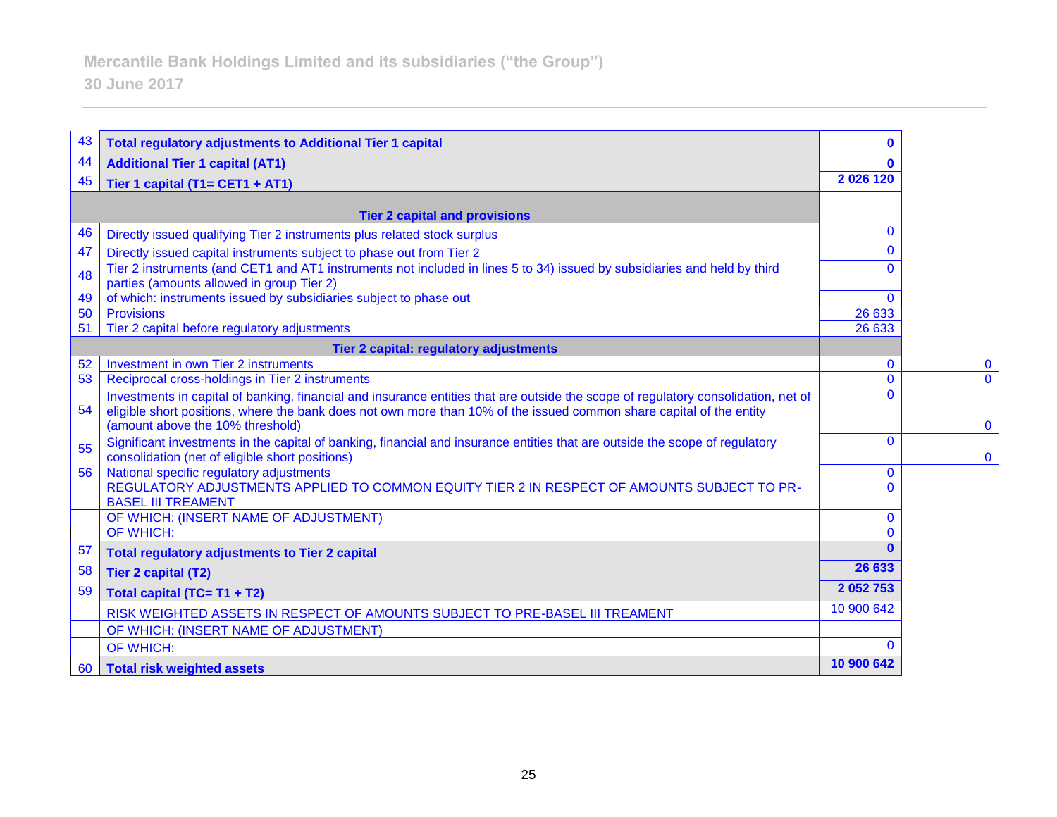Mercantile Bank Holdings Limited and its subsidiaries (“the Group”)
30 June 2017

| # | Item | Amount | |
|---|---|---|---|
| 43 | **Total regulatory adjustments to Additional Tier 1 capital** | **0** | |
| 44 | **Additional Tier 1 capital (AT1)** | **0** | |
| 45 | **Tier 1 capital (T1= CET1 + AT1)** | **2 026 120** | |
| | **Tier 2 capital and provisions** | | |
| 46 | Directly issued qualifying Tier 2 instruments plus related stock surplus | 0 | |
| 47 | Directly issued capital instruments subject to phase out from Tier 2 | 0 | |
| 48 | Tier 2 instruments (and CET1 and AT1 instruments not included in lines 5 to 34) issued by subsidiaries and held by third parties (amounts allowed in group Tier 2) | 0 | |
| 49 | of which: instruments issued by subsidiaries subject to phase out | 0 | |
| 50 | Provisions | 26 633 | |
| 51 | Tier 2 capital before regulatory adjustments | 26 633 | |
| | **Tier 2 capital: regulatory adjustments** | | |
| 52 | Investment in own Tier 2 instruments | 0 | 0 |
| 53 | Reciprocal cross-holdings in Tier 2 instruments | 0 | 0 |
| 54 | Investments in capital of banking, financial and insurance entities that are outside the scope of regulatory consolidation, net of eligible short positions, where the bank does not own more than 10% of the issued common share capital of the entity (amount above the 10% threshold) | 0 | 0 |
| 55 | Significant investments in the capital of banking, financial and insurance entities that are outside the scope of regulatory consolidation (net of eligible short positions) | 0 | 0 |
| 56 | National specific regulatory adjustments | 0 | |
| | REGULATORY ADJUSTMENTS APPLIED TO COMMON EQUITY TIER 2 IN RESPECT OF AMOUNTS SUBJECT TO PR-BASEL III TREAMENT | 0 | |
| | OF WHICH: (INSERT NAME OF ADJUSTMENT) | 0 | |
| | OF WHICH: | 0 | |
| 57 | **Total regulatory adjustments to Tier 2 capital** | **0** | |
| 58 | **Tier 2 capital (T2)** | **26 633** | |
| 59 | **Total capital (TC= T1 + T2)** | **2 052 753** | |
| | RISK WEIGHTED ASSETS IN RESPECT OF AMOUNTS SUBJECT TO PRE-BASEL III TREAMENT | 10 900 642 | |
| | OF WHICH: (INSERT NAME OF ADJUSTMENT) | | |
| | OF WHICH: | 0 | |
| 60 | **Total risk weighted assets** | **10 900 642** | |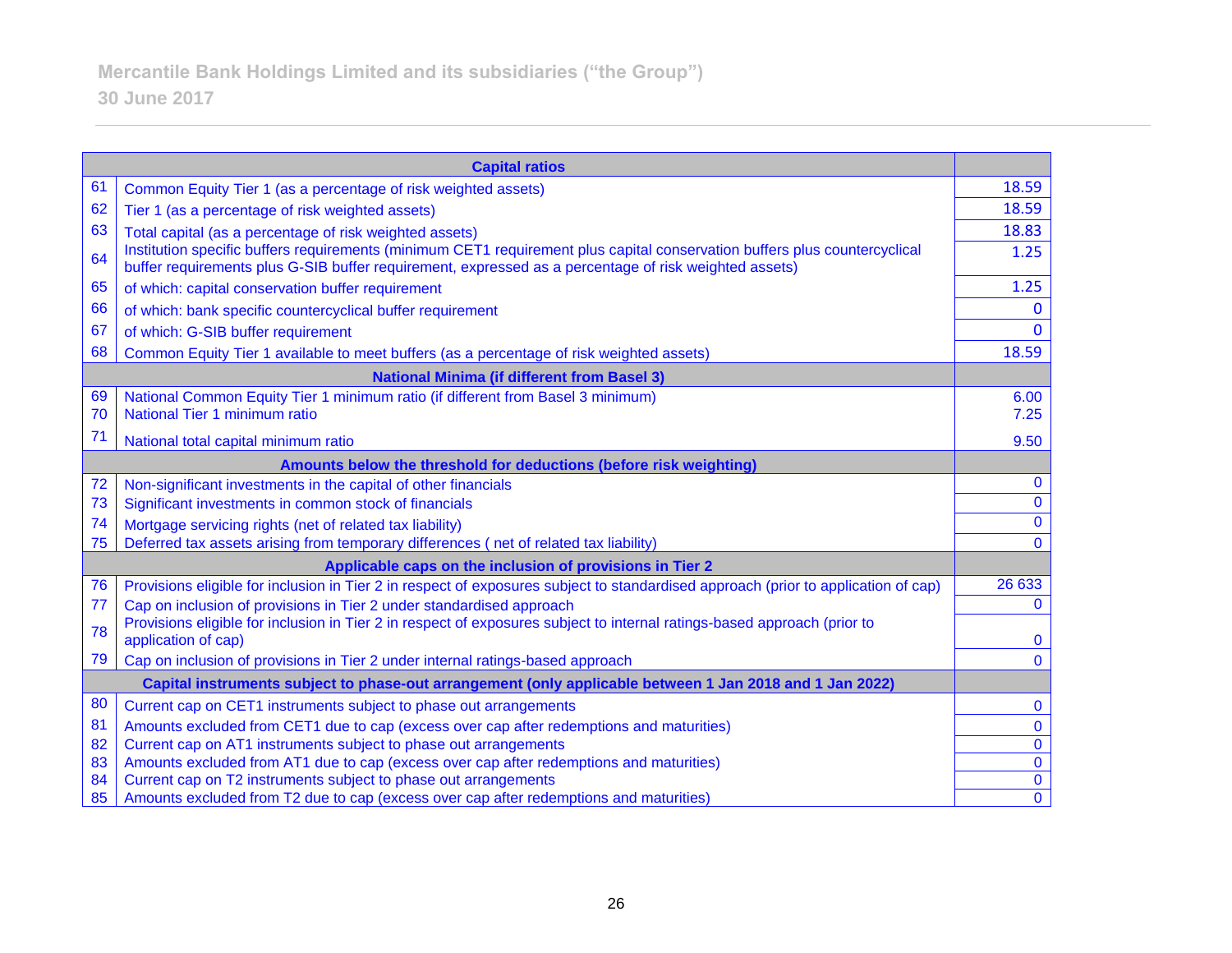| | Capital ratios | |
|---|---|---|
| 61 | Common Equity Tier 1 (as a percentage of risk weighted assets) | 18.59 |
| 62 | Tier 1 (as a percentage of risk weighted assets) | 18.59 |
| 63 | Total capital (as a percentage of risk weighted assets) | 18.83 |
| 64 | Institution specific buffers requirements (minimum CET1 requirement plus capital conservation buffers plus countercyclical buffer requirements plus G-SIB buffer requirement, expressed as a percentage of risk weighted assets) | 1.25 |
| 65 | of which: capital conservation buffer requirement | 1.25 |
| 66 | of which: bank specific countercyclical buffer requirement | 0 |
| 67 | of which: G-SIB buffer requirement | 0 |
| 68 | Common Equity Tier 1 available to meet buffers (as a percentage of risk weighted assets) | 18.59 |
| | **National Minima (if different from Basel 3)** | |
| 69 | National Common Equity Tier 1 minimum ratio (if different from Basel 3 minimum) | 6.00 |
| 70 | National Tier 1 minimum ratio | 7.25 |
| 71 | National total capital minimum ratio | 9.50 |
| | **Amounts below the threshold for deductions (before risk weighting)** | |
| 72 | Non-significant investments in the capital of other financials | 0 |
| 73 | Significant investments in common stock of financials | 0 |
| 74 | Mortgage servicing rights (net of related tax liability) | 0 |
| 75 | Deferred tax assets arising from temporary differences ( net of related tax liability) | 0 |
| | **Applicable caps on the inclusion of provisions in Tier 2** | |
| 76 | Provisions eligible for inclusion in Tier 2 in respect of exposures subject to standardised approach (prior to application of cap) | 26 633 |
| 77 | Cap on inclusion of provisions in Tier 2 under standardised approach | 0 |
| 78 | Provisions eligible for inclusion in Tier 2 in respect of exposures subject to internal ratings-based approach (prior to application of cap) | 0 |
| 79 | Cap on inclusion of provisions in Tier 2 under internal ratings-based approach | 0 |
| | **Capital instruments subject to phase-out arrangement (only applicable between 1 Jan 2018 and 1 Jan 2022)** | |
| 80 | Current cap on CET1 instruments subject to phase out arrangements | 0 |
| 81 | Amounts excluded from CET1 due to cap (excess over cap after redemptions and maturities) | 0 |
| 82 | Current cap on AT1 instruments subject to phase out arrangements | 0 |
| 83 | Amounts excluded from AT1 due to cap (excess over cap after redemptions and maturities) | 0 |
| 84 | Current cap on T2 instruments subject to phase out arrangements | 0 |
| 85 | Amounts excluded from T2 due to cap (excess over cap after redemptions and maturities) | 0 |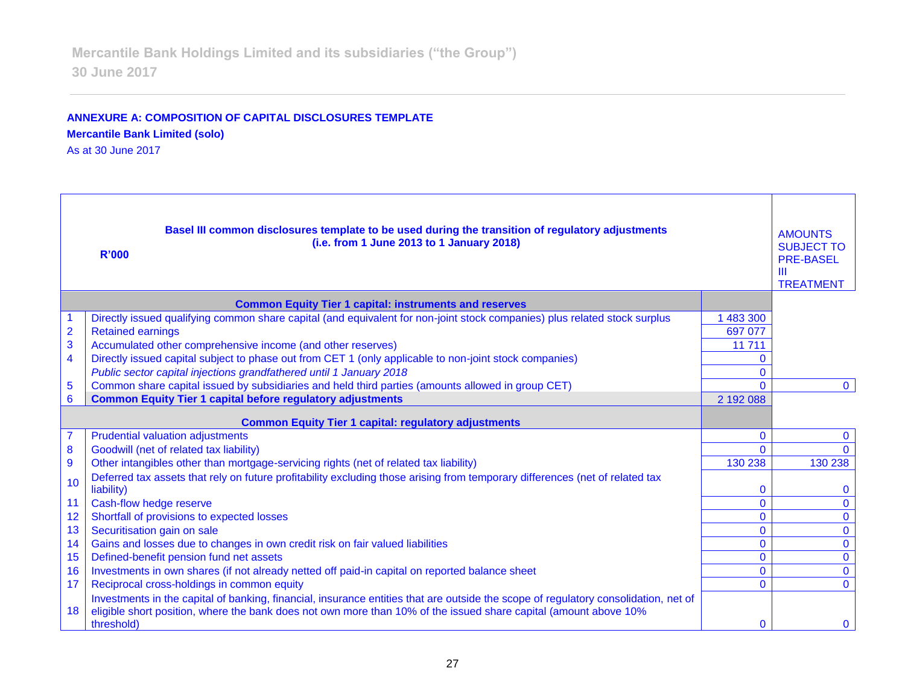Mercantile Bank Holdings Limited and its subsidiaries ("the Group")
30 June 2017

**ANNEXURE A: COMPOSITION OF CAPITAL DISCLOSURES TEMPLATE**

**Mercantile Bank Limited (solo)**

As at 30 June 2017

| | **R'000** — **Basel III common disclosures template to be used during the transition of regulatory adjustments (i.e. from 1 June 2013 to 1 January 2018)** | | AMOUNTS SUBJECT TO PRE-BASEL III TREATMENT |
|---|---|---|---|
| | **Common Equity Tier 1 capital: instruments and reserves** | | |
| 1 | Directly issued qualifying common share capital (and equivalent for non-joint stock companies) plus related stock surplus | 1 483 300 | |
| 2 | Retained earnings | 697 077 | |
| 3 | Accumulated other comprehensive income (and other reserves) | 11 711 | |
| 4 | Directly issued capital subject to phase out from CET 1 (only applicable to non-joint stock companies) | 0 | |
| | *Public sector capital injections grandfathered until 1 January 2018* | 0 | |
| 5 | Common share capital issued by subsidiaries and held third parties (amounts allowed in group CET) | 0 | 0 |
| 6 | **Common Equity Tier 1 capital before regulatory adjustments** | 2 192 088 | |
| | **Common Equity Tier 1 capital: regulatory adjustments** | | |
| 7 | Prudential valuation adjustments | 0 | 0 |
| 8 | Goodwill (net of related tax liability) | 0 | 0 |
| 9 | Other intangibles other than mortgage-servicing rights (net of related tax liability) | 130 238 | 130 238 |
| 10 | Deferred tax assets that rely on future profitability excluding those arising from temporary differences (net of related tax liability) | 0 | 0 |
| 11 | Cash-flow hedge reserve | 0 | 0 |
| 12 | Shortfall of provisions to expected losses | 0 | 0 |
| 13 | Securitisation gain on sale | 0 | 0 |
| 14 | Gains and losses due to changes in own credit risk on fair valued liabilities | 0 | 0 |
| 15 | Defined-benefit pension fund net assets | 0 | 0 |
| 16 | Investments in own shares (if not already netted off paid-in capital on reported balance sheet | 0 | 0 |
| 17 | Reciprocal cross-holdings in common equity | 0 | 0 |
| 18 | Investments in the capital of banking, financial, insurance entities that are outside the scope of regulatory consolidation, net of eligible short position, where the bank does not own more than 10% of the issued share capital (amount above 10% threshold) | 0 | 0 |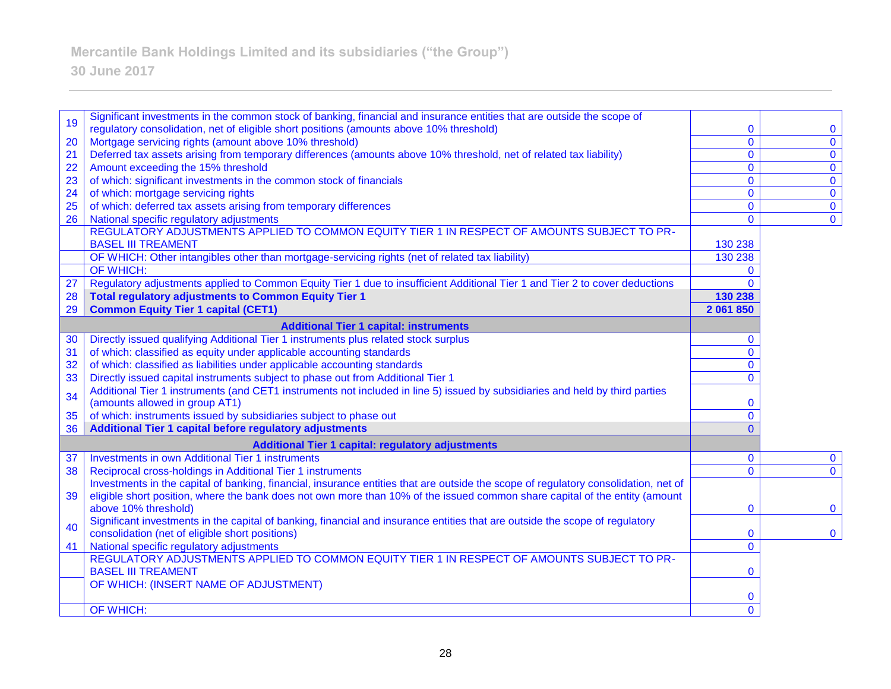| | | | |
|---|---|---|---|
| 19 | Significant investments in the common stock of banking, financial and insurance entities that are outside the scope of regulatory consolidation, net of eligible short positions (amounts above 10% threshold) | 0 | 0 |
| 20 | Mortgage servicing rights (amount above 10% threshold) | 0 | 0 |
| 21 | Deferred tax assets arising from temporary differences (amounts above 10% threshold, net of related tax liability) | 0 | 0 |
| 22 | Amount exceeding the 15% threshold | 0 | 0 |
| 23 | of which: significant investments in the common stock of financials | 0 | 0 |
| 24 | of which: mortgage servicing rights | 0 | 0 |
| 25 | of which: deferred tax assets arising from temporary differences | 0 | 0 |
| 26 | National specific regulatory adjustments | 0 | 0 |
| | REGULATORY ADJUSTMENTS APPLIED TO COMMON EQUITY TIER 1 IN RESPECT OF AMOUNTS SUBJECT TO PR-BASEL III TREAMENT | 130 238 | |
| | OF WHICH: Other intangibles other than mortgage-servicing rights (net of related tax liability) | 130 238 | |
| | OF WHICH: | 0 | |
| 27 | Regulatory adjustments applied to Common Equity Tier 1 due to insufficient Additional Tier 1 and Tier 2 to cover deductions | 0 | |
| 28 | **Total regulatory adjustments to Common Equity Tier 1** | **130 238** | |
| 29 | **Common Equity Tier 1 capital (CET1)** | **2 061 850** | |
| | **Additional Tier 1 capital: instruments** | | |
| 30 | Directly issued qualifying Additional Tier 1 instruments plus related stock surplus | 0 | |
| 31 | of which: classified as equity under applicable accounting standards | 0 | |
| 32 | of which: classified as liabilities under applicable accounting standards | 0 | |
| 33 | Directly issued capital instruments subject to phase out from Additional Tier 1 | 0 | |
| 34 | Additional Tier 1 instruments (and CET1 instruments not included in line 5) issued by subsidiaries and held by third parties (amounts allowed in group AT1) | 0 | |
| 35 | of which: instruments issued by subsidiaries subject to phase out | 0 | |
| 36 | **Additional Tier 1 capital before regulatory adjustments** | 0 | |
| | **Additional Tier 1 capital: regulatory adjustments** | | |
| 37 | Investments in own Additional Tier 1 instruments | 0 | 0 |
| 38 | Reciprocal cross-holdings in Additional Tier 1 instruments | 0 | 0 |
| 39 | Investments in the capital of banking, financial, insurance entities that are outside the scope of regulatory consolidation, net of eligible short position, where the bank does not own more than 10% of the issued common share capital of the entity (amount above 10% threshold) | 0 | 0 |
| 40 | Significant investments in the capital of banking, financial and insurance entities that are outside the scope of regulatory consolidation (net of eligible short positions) | 0 | 0 |
| 41 | National specific regulatory adjustments | 0 | |
| | REGULATORY ADJUSTMENTS APPLIED TO COMMON EQUITY TIER 1 IN RESPECT OF AMOUNTS SUBJECT TO PR-BASEL III TREAMENT | 0 | |
| | OF WHICH: (INSERT NAME OF ADJUSTMENT) | 0 | |
| | OF WHICH: | 0 | |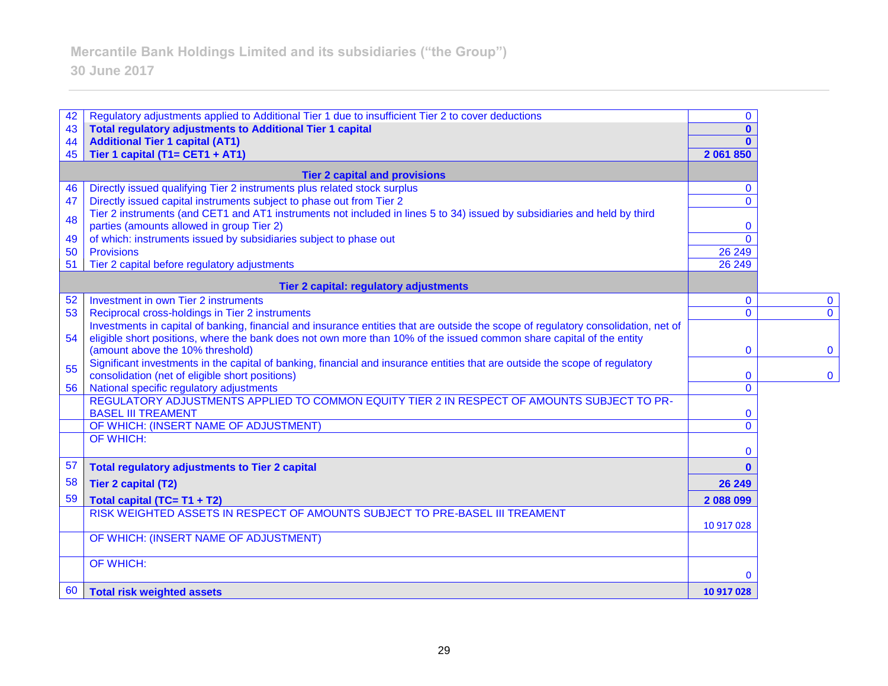| | | | |
|---|---|---|---|
| 42 | Regulatory adjustments applied to Additional Tier 1 due to insufficient Tier 2 to cover deductions | 0 | |
| 43 | **Total regulatory adjustments to Additional Tier 1 capital** | **0** | |
| 44 | **Additional Tier 1 capital (AT1)** | **0** | |
| 45 | **Tier 1 capital (T1= CET1 + AT1)** | **2 061 850** | |
| | **Tier 2 capital and provisions** | | |
| 46 | Directly issued qualifying Tier 2 instruments plus related stock surplus | 0 | |
| 47 | Directly issued capital instruments subject to phase out from Tier 2 | 0 | |
| 48 | Tier 2 instruments (and CET1 and AT1 instruments not included in lines 5 to 34) issued by subsidiaries and held by third parties (amounts allowed in group Tier 2) | 0 | |
| 49 | of which: instruments issued by subsidiaries subject to phase out | 0 | |
| 50 | Provisions | 26 249 | |
| 51 | Tier 2 capital before regulatory adjustments | 26 249 | |
| | **Tier 2 capital: regulatory adjustments** | | |
| 52 | Investment in own Tier 2 instruments | 0 | 0 |
| 53 | Reciprocal cross-holdings in Tier 2 instruments | 0 | 0 |
| 54 | Investments in capital of banking, financial and insurance entities that are outside the scope of regulatory consolidation, net of eligible short positions, where the bank does not own more than 10% of the issued common share capital of the entity (amount above the 10% threshold) | 0 | 0 |
| 55 | Significant investments in the capital of banking, financial and insurance entities that are outside the scope of regulatory consolidation (net of eligible short positions) | 0 | 0 |
| 56 | National specific regulatory adjustments | 0 | |
| | REGULATORY ADJUSTMENTS APPLIED TO COMMON EQUITY TIER 2 IN RESPECT OF AMOUNTS SUBJECT TO PR-BASEL III TREAMENT | 0 | |
| | OF WHICH: (INSERT NAME OF ADJUSTMENT) | 0 | |
| | OF WHICH: | 0 | |
| 57 | **Total regulatory adjustments to Tier 2 capital** | **0** | |
| 58 | **Tier 2 capital (T2)** | **26 249** | |
| 59 | **Total capital (TC= T1 + T2)** | **2 088 099** | |
| | RISK WEIGHTED ASSETS IN RESPECT OF AMOUNTS SUBJECT TO PRE-BASEL III TREAMENT | 10 917 028 | |
| | OF WHICH: (INSERT NAME OF ADJUSTMENT) | | |
| | OF WHICH: | 0 | |
| 60 | **Total risk weighted assets** | **10 917 028** | |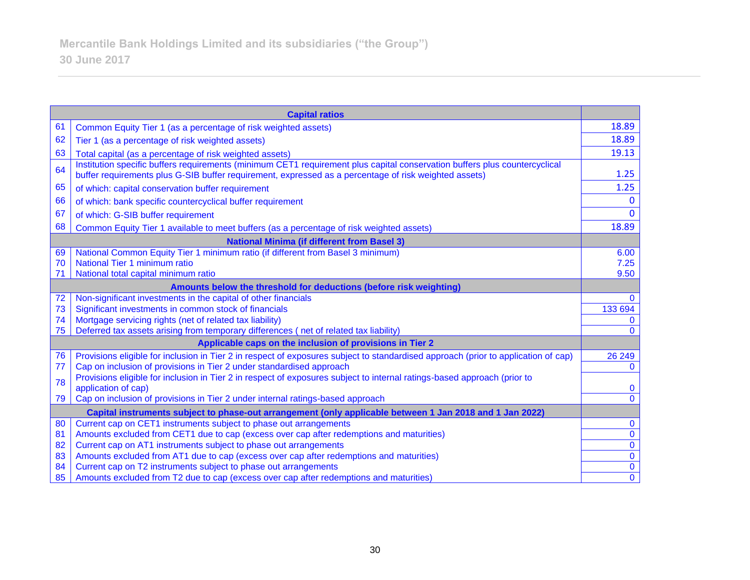| | Capital ratios | |
|---|---|---|
| 61 | Common Equity Tier 1 (as a percentage of risk weighted assets) | 18.89 |
| 62 | Tier 1 (as a percentage of risk weighted assets) | 18.89 |
| 63 | Total capital (as a percentage of risk weighted assets) | 19.13 |
| 64 | Institution specific buffers requirements (minimum CET1 requirement plus capital conservation buffers plus countercyclical buffer requirements plus G-SIB buffer requirement, expressed as a percentage of risk weighted assets) | 1.25 |
| 65 | of which: capital conservation buffer requirement | 1.25 |
| 66 | of which: bank specific countercyclical buffer requirement | 0 |
| 67 | of which: G-SIB buffer requirement | 0 |
| 68 | Common Equity Tier 1 available to meet buffers (as a percentage of risk weighted assets) | 18.89 |
| | **National Minima (if different from Basel 3)** | |
| 69 | National Common Equity Tier 1 minimum ratio (if different from Basel 3 minimum) | 6.00 |
| 70 | National Tier 1 minimum ratio | 7.25 |
| 71 | National total capital minimum ratio | 9.50 |
| | **Amounts below the threshold for deductions (before risk weighting)** | |
| 72 | Non-significant investments in the capital of other financials | 0 |
| 73 | Significant investments in common stock of financials | 133 694 |
| 74 | Mortgage servicing rights (net of related tax liability) | 0 |
| 75 | Deferred tax assets arising from temporary differences ( net of related tax liability) | 0 |
| | **Applicable caps on the inclusion of provisions in Tier 2** | |
| 76 | Provisions eligible for inclusion in Tier 2 in respect of exposures subject to standardised approach (prior to application of cap) | 26 249 |
| 77 | Cap on inclusion of provisions in Tier 2 under standardised approach | 0 |
| 78 | Provisions eligible for inclusion in Tier 2 in respect of exposures subject to internal ratings-based approach (prior to application of cap) | 0 |
| 79 | Cap on inclusion of provisions in Tier 2 under internal ratings-based approach | 0 |
| | **Capital instruments subject to phase-out arrangement (only applicable between 1 Jan 2018 and 1 Jan 2022)** | |
| 80 | Current cap on CET1 instruments subject to phase out arrangements | 0 |
| 81 | Amounts excluded from CET1 due to cap (excess over cap after redemptions and maturities) | 0 |
| 82 | Current cap on AT1 instruments subject to phase out arrangements | 0 |
| 83 | Amounts excluded from AT1 due to cap (excess over cap after redemptions and maturities) | 0 |
| 84 | Current cap on T2 instruments subject to phase out arrangements | 0 |
| 85 | Amounts excluded from T2 due to cap (excess over cap after redemptions and maturities) | 0 |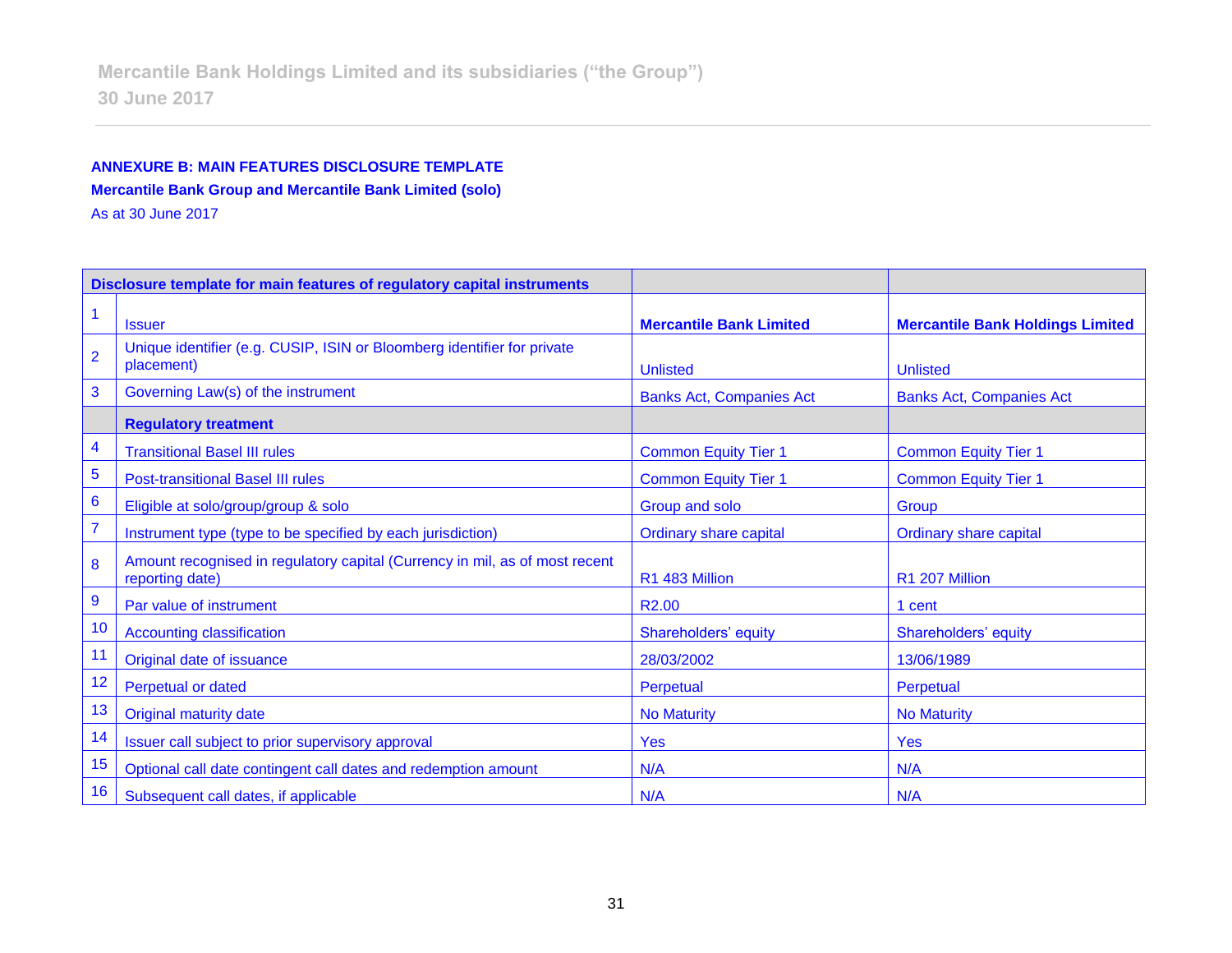## ANNEXURE B: MAIN FEATURES DISCLOSURE TEMPLATE

**Mercantile Bank Group and Mercantile Bank Limited (solo)**

As at 30 June 2017

| | Disclosure template for main features of regulatory capital instruments | | |
|---|---|---|---|
| 1 | Issuer | **Mercantile Bank Limited** | **Mercantile Bank Holdings Limited** |
| 2 | Unique identifier (e.g. CUSIP, ISIN or Bloomberg identifier for private placement) | Unlisted | Unlisted |
| 3 | Governing Law(s) of the instrument | Banks Act, Companies Act | Banks Act, Companies Act |
| | **Regulatory treatment** | | |
| 4 | Transitional Basel III rules | Common Equity Tier 1 | Common Equity Tier 1 |
| 5 | Post-transitional Basel III rules | Common Equity Tier 1 | Common Equity Tier 1 |
| 6 | Eligible at solo/group/group & solo | Group and solo | Group |
| 7 | Instrument type (type to be specified by each jurisdiction) | Ordinary share capital | Ordinary share capital |
| 8 | Amount recognised in regulatory capital (Currency in mil, as of most recent reporting date) | R1 483 Million | R1 207 Million |
| 9 | Par value of instrument | R2.00 | 1 cent |
| 10 | Accounting classification | Shareholders' equity | Shareholders' equity |
| 11 | Original date of issuance | 28/03/2002 | 13/06/1989 |
| 12 | Perpetual or dated | Perpetual | Perpetual |
| 13 | Original maturity date | No Maturity | No Maturity |
| 14 | Issuer call subject to prior supervisory approval | Yes | Yes |
| 15 | Optional call date contingent call dates and redemption amount | N/A | N/A |
| 16 | Subsequent call dates, if applicable | N/A | N/A |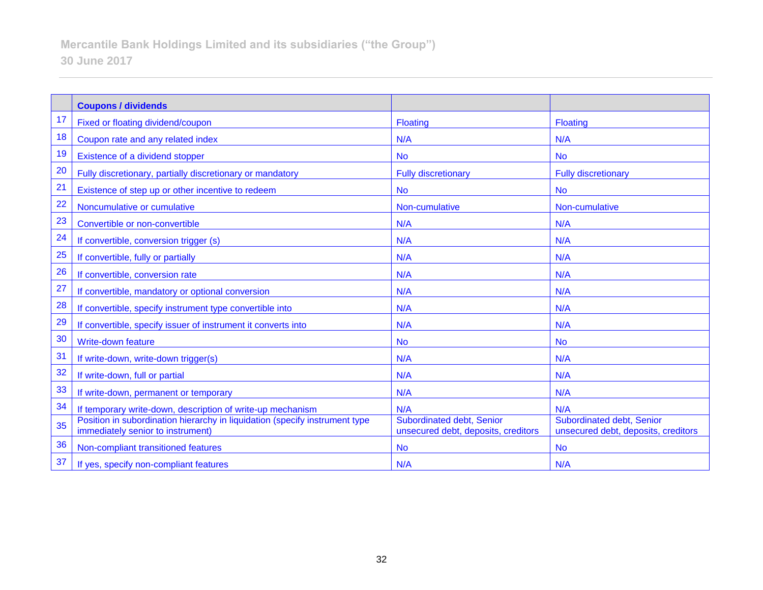| | Coupons / dividends | | |
|---|---|---|---|
| 17 | Fixed or floating dividend/coupon | Floating | Floating |
| 18 | Coupon rate and any related index | N/A | N/A |
| 19 | Existence of a dividend stopper | No | No |
| 20 | Fully discretionary, partially discretionary or mandatory | Fully discretionary | Fully discretionary |
| 21 | Existence of step up or other incentive to redeem | No | No |
| 22 | Noncumulative or cumulative | Non-cumulative | Non-cumulative |
| 23 | Convertible or non-convertible | N/A | N/A |
| 24 | If convertible, conversion trigger (s) | N/A | N/A |
| 25 | If convertible, fully or partially | N/A | N/A |
| 26 | If convertible, conversion rate | N/A | N/A |
| 27 | If convertible, mandatory or optional conversion | N/A | N/A |
| 28 | If convertible, specify instrument type convertible into | N/A | N/A |
| 29 | If convertible, specify issuer of instrument it converts into | N/A | N/A |
| 30 | Write-down feature | No | No |
| 31 | If write-down, write-down trigger(s) | N/A | N/A |
| 32 | If write-down, full or partial | N/A | N/A |
| 33 | If write-down, permanent or temporary | N/A | N/A |
| 34 | If temporary write-down, description of write-up mechanism | N/A | N/A |
| 35 | Position in subordination hierarchy in liquidation (specify instrument type immediately senior to instrument) | Subordinated debt, Senior unsecured debt, deposits, creditors | Subordinated debt, Senior unsecured debt, deposits, creditors |
| 36 | Non-compliant transitioned features | No | No |
| 37 | If yes, specify non-compliant features | N/A | N/A |